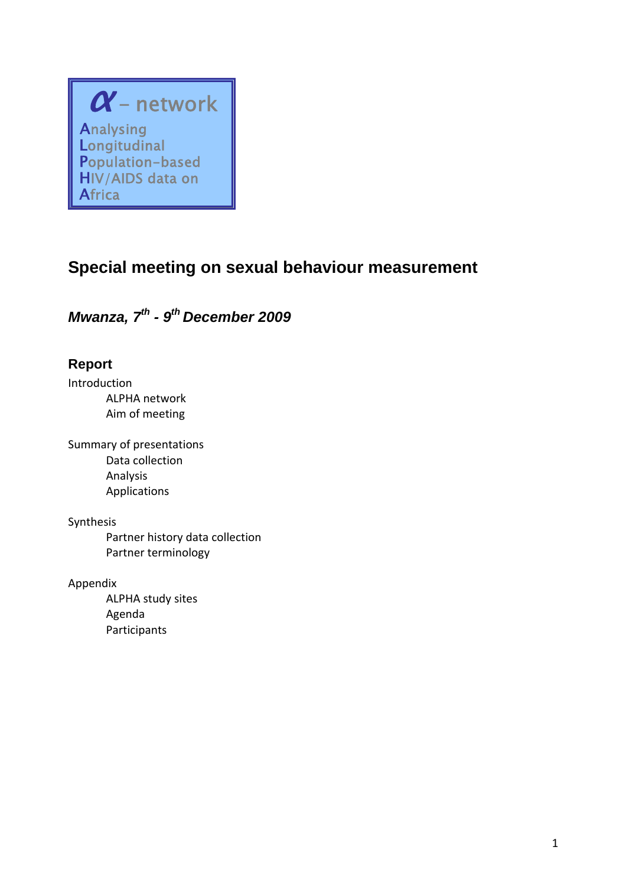α – network

**A**nalysing
**L**ongitudinal
**P**opulation-based
**H**IV/AIDS data on
**A**frica

## Special meeting on sexual behaviour measurement

### *Mwanza, 7th - 9th December 2009*

### Report

Introduction
- ALPHA network
- Aim of meeting

Summary of presentations
- Data collection
- Analysis
- Applications

Synthesis
- Partner history data collection
- Partner terminology

Appendix
- ALPHA study sites
- Agenda
- Participants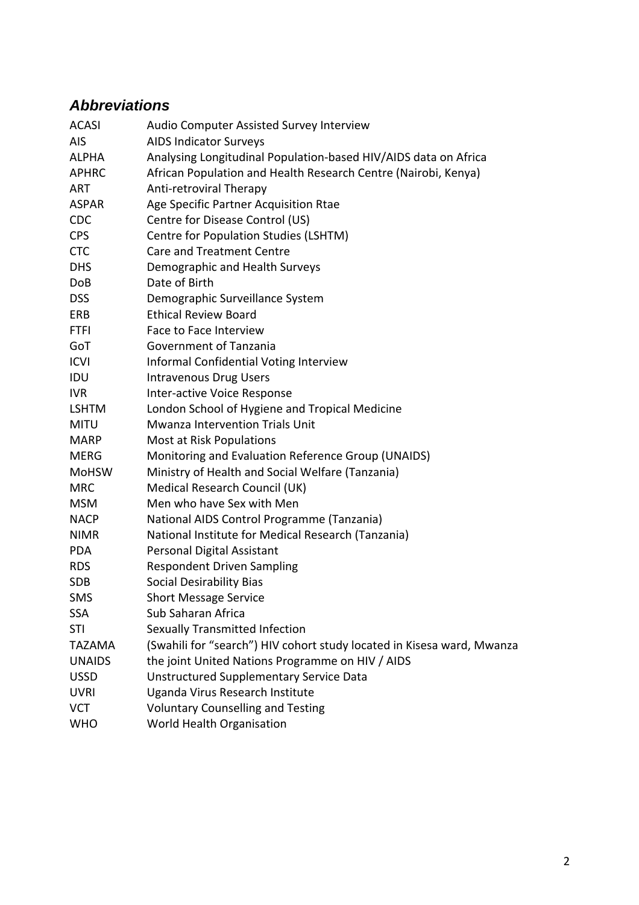## *Abbreviations*

| | |
|---|---|
| ACASI | Audio Computer Assisted Survey Interview |
| AIS | AIDS Indicator Surveys |
| ALPHA | Analysing Longitudinal Population-based HIV/AIDS data on Africa |
| APHRC | African Population and Health Research Centre (Nairobi, Kenya) |
| ART | Anti-retroviral Therapy |
| ASPAR | Age Specific Partner Acquisition Rtae |
| CDC | Centre for Disease Control (US) |
| CPS | Centre for Population Studies (LSHTM) |
| CTC | Care and Treatment Centre |
| DHS | Demographic and Health Surveys |
| DoB | Date of Birth |
| DSS | Demographic Surveillance System |
| ERB | Ethical Review Board |
| FTFI | Face to Face Interview |
| GoT | Government of Tanzania |
| ICVI | Informal Confidential Voting Interview |
| IDU | Intravenous Drug Users |
| IVR | Inter-active Voice Response |
| LSHTM | London School of Hygiene and Tropical Medicine |
| MITU | Mwanza Intervention Trials Unit |
| MARP | Most at Risk Populations |
| MERG | Monitoring and Evaluation Reference Group (UNAIDS) |
| MoHSW | Ministry of Health and Social Welfare (Tanzania) |
| MRC | Medical Research Council (UK) |
| MSM | Men who have Sex with Men |
| NACP | National AIDS Control Programme (Tanzania) |
| NIMR | National Institute for Medical Research (Tanzania) |
| PDA | Personal Digital Assistant |
| RDS | Respondent Driven Sampling |
| SDB | Social Desirability Bias |
| SMS | Short Message Service |
| SSA | Sub Saharan Africa |
| STI | Sexually Transmitted Infection |
| TAZAMA | (Swahili for "search") HIV cohort study located in Kisesa ward, Mwanza |
| UNAIDS | the joint United Nations Programme on HIV / AIDS |
| USSD | Unstructured Supplementary Service Data |
| UVRI | Uganda Virus Research Institute |
| VCT | Voluntary Counselling and Testing |
| WHO | World Health Organisation |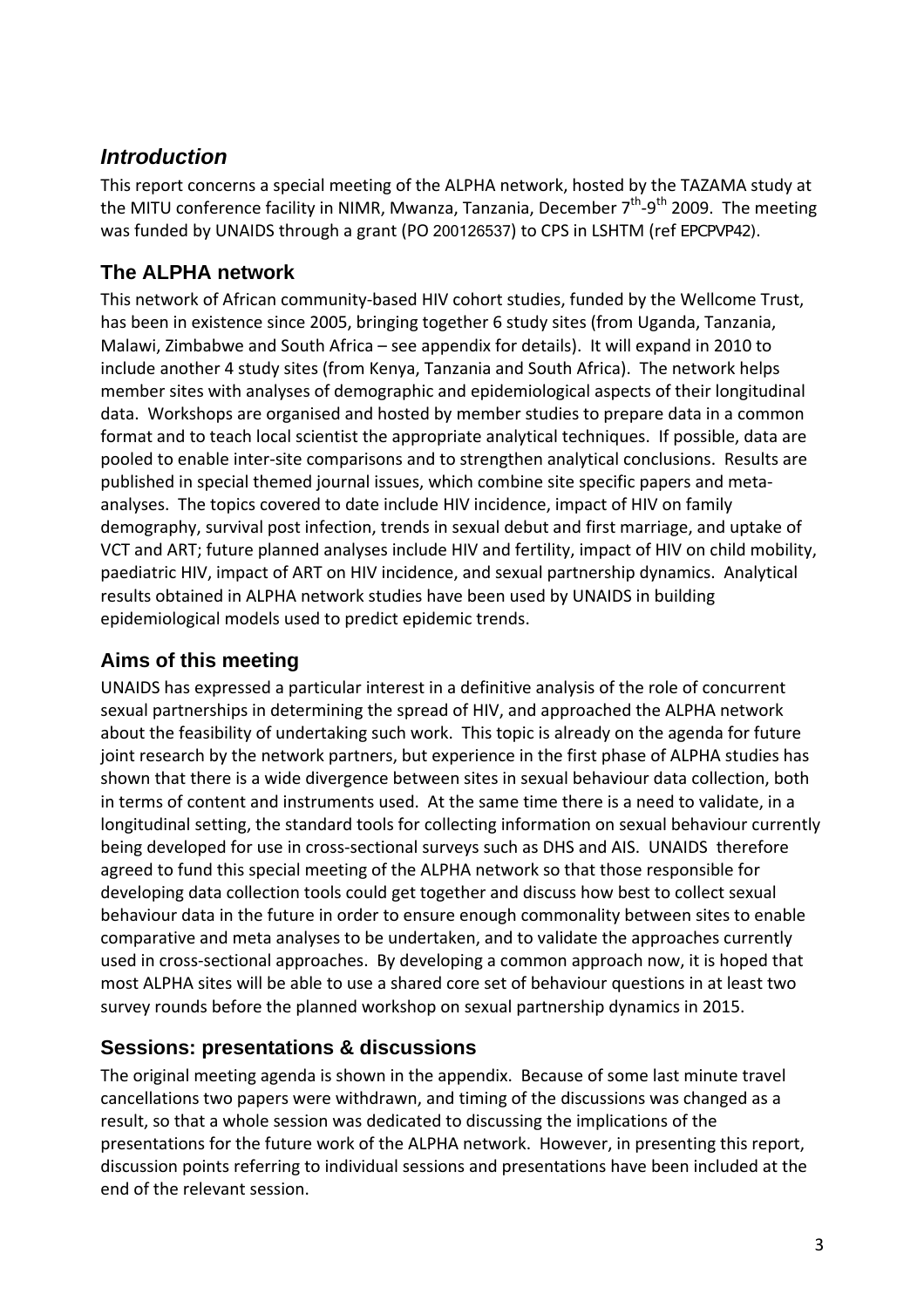## *Introduction*

This report concerns a special meeting of the ALPHA network, hosted by the TAZAMA study at the MITU conference facility in NIMR, Mwanza, Tanzania, December 7th-9th 2009. The meeting was funded by UNAIDS through a grant (PO 200126537) to CPS in LSHTM (ref EPCPVP42).

### The ALPHA network

This network of African community-based HIV cohort studies, funded by the Wellcome Trust, has been in existence since 2005, bringing together 6 study sites (from Uganda, Tanzania, Malawi, Zimbabwe and South Africa – see appendix for details). It will expand in 2010 to include another 4 study sites (from Kenya, Tanzania and South Africa). The network helps member sites with analyses of demographic and epidemiological aspects of their longitudinal data. Workshops are organised and hosted by member studies to prepare data in a common format and to teach local scientist the appropriate analytical techniques. If possible, data are pooled to enable inter-site comparisons and to strengthen analytical conclusions. Results are published in special themed journal issues, which combine site specific papers and meta-analyses. The topics covered to date include HIV incidence, impact of HIV on family demography, survival post infection, trends in sexual debut and first marriage, and uptake of VCT and ART; future planned analyses include HIV and fertility, impact of HIV on child mobility, paediatric HIV, impact of ART on HIV incidence, and sexual partnership dynamics. Analytical results obtained in ALPHA network studies have been used by UNAIDS in building epidemiological models used to predict epidemic trends.

### Aims of this meeting

UNAIDS has expressed a particular interest in a definitive analysis of the role of concurrent sexual partnerships in determining the spread of HIV, and approached the ALPHA network about the feasibility of undertaking such work. This topic is already on the agenda for future joint research by the network partners, but experience in the first phase of ALPHA studies has shown that there is a wide divergence between sites in sexual behaviour data collection, both in terms of content and instruments used. At the same time there is a need to validate, in a longitudinal setting, the standard tools for collecting information on sexual behaviour currently being developed for use in cross-sectional surveys such as DHS and AIS. UNAIDS therefore agreed to fund this special meeting of the ALPHA network so that those responsible for developing data collection tools could get together and discuss how best to collect sexual behaviour data in the future in order to ensure enough commonality between sites to enable comparative and meta analyses to be undertaken, and to validate the approaches currently used in cross-sectional approaches. By developing a common approach now, it is hoped that most ALPHA sites will be able to use a shared core set of behaviour questions in at least two survey rounds before the planned workshop on sexual partnership dynamics in 2015.

### Sessions: presentations & discussions

The original meeting agenda is shown in the appendix. Because of some last minute travel cancellations two papers were withdrawn, and timing of the discussions was changed as a result, so that a whole session was dedicated to discussing the implications of the presentations for the future work of the ALPHA network. However, in presenting this report, discussion points referring to individual sessions and presentations have been included at the end of the relevant session.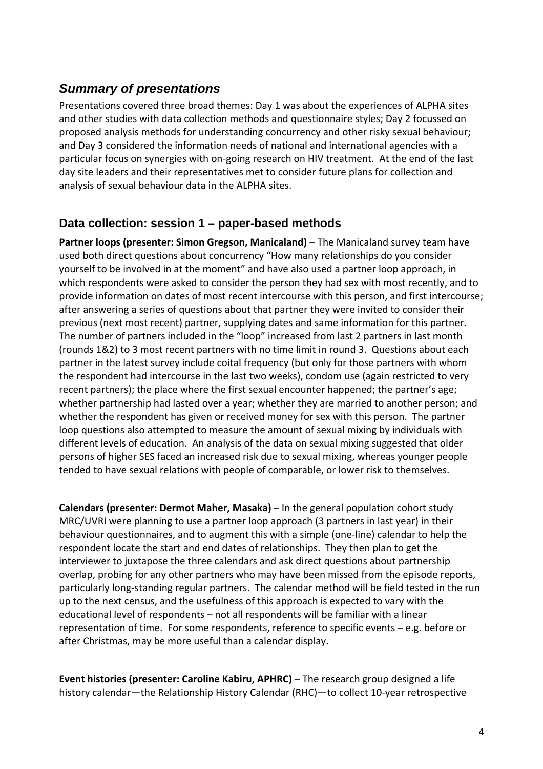## *Summary of presentations*

Presentations covered three broad themes: Day 1 was about the experiences of ALPHA sites and other studies with data collection methods and questionnaire styles; Day 2 focussed on proposed analysis methods for understanding concurrency and other risky sexual behaviour; and Day 3 considered the information needs of national and international agencies with a particular focus on synergies with on-going research on HIV treatment. At the end of the last day site leaders and their representatives met to consider future plans for collection and analysis of sexual behaviour data in the ALPHA sites.

### Data collection: session 1 – paper-based methods

**Partner loops (presenter: Simon Gregson, Manicaland)** – The Manicaland survey team have used both direct questions about concurrency "How many relationships do you consider yourself to be involved in at the moment" and have also used a partner loop approach, in which respondents were asked to consider the person they had sex with most recently, and to provide information on dates of most recent intercourse with this person, and first intercourse; after answering a series of questions about that partner they were invited to consider their previous (next most recent) partner, supplying dates and same information for this partner. The number of partners included in the "loop" increased from last 2 partners in last month (rounds 1&2) to 3 most recent partners with no time limit in round 3. Questions about each partner in the latest survey include coital frequency (but only for those partners with whom the respondent had intercourse in the last two weeks), condom use (again restricted to very recent partners); the place where the first sexual encounter happened; the partner's age; whether partnership had lasted over a year; whether they are married to another person; and whether the respondent has given or received money for sex with this person. The partner loop questions also attempted to measure the amount of sexual mixing by individuals with different levels of education. An analysis of the data on sexual mixing suggested that older persons of higher SES faced an increased risk due to sexual mixing, whereas younger people tended to have sexual relations with people of comparable, or lower risk to themselves.

**Calendars (presenter: Dermot Maher, Masaka)** – In the general population cohort study MRC/UVRI were planning to use a partner loop approach (3 partners in last year) in their behaviour questionnaires, and to augment this with a simple (one-line) calendar to help the respondent locate the start and end dates of relationships. They then plan to get the interviewer to juxtapose the three calendars and ask direct questions about partnership overlap, probing for any other partners who may have been missed from the episode reports, particularly long-standing regular partners. The calendar method will be field tested in the run up to the next census, and the usefulness of this approach is expected to vary with the educational level of respondents – not all respondents will be familiar with a linear representation of time. For some respondents, reference to specific events – e.g. before or after Christmas, may be more useful than a calendar display.

**Event histories (presenter: Caroline Kabiru, APHRC)** – The research group designed a life history calendar—the Relationship History Calendar (RHC)—to collect 10-year retrospective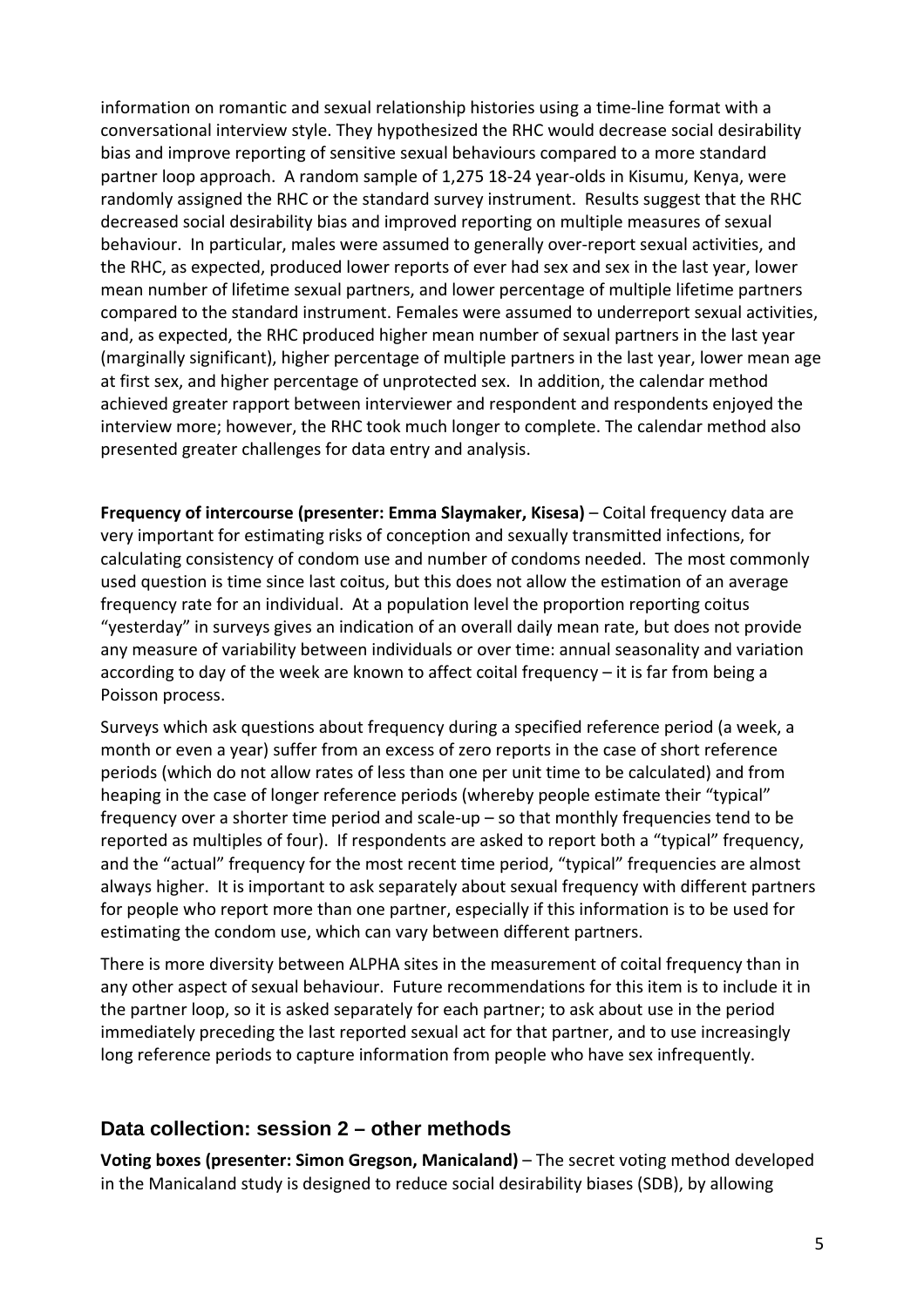information on romantic and sexual relationship histories using a time-line format with a conversational interview style. They hypothesized the RHC would decrease social desirability bias and improve reporting of sensitive sexual behaviours compared to a more standard partner loop approach. A random sample of 1,275 18-24 year-olds in Kisumu, Kenya, were randomly assigned the RHC or the standard survey instrument. Results suggest that the RHC decreased social desirability bias and improved reporting on multiple measures of sexual behaviour. In particular, males were assumed to generally over-report sexual activities, and the RHC, as expected, produced lower reports of ever had sex and sex in the last year, lower mean number of lifetime sexual partners, and lower percentage of multiple lifetime partners compared to the standard instrument. Females were assumed to underreport sexual activities, and, as expected, the RHC produced higher mean number of sexual partners in the last year (marginally significant), higher percentage of multiple partners in the last year, lower mean age at first sex, and higher percentage of unprotected sex. In addition, the calendar method achieved greater rapport between interviewer and respondent and respondents enjoyed the interview more; however, the RHC took much longer to complete. The calendar method also presented greater challenges for data entry and analysis.

**Frequency of intercourse (presenter: Emma Slaymaker, Kisesa)** – Coital frequency data are very important for estimating risks of conception and sexually transmitted infections, for calculating consistency of condom use and number of condoms needed. The most commonly used question is time since last coitus, but this does not allow the estimation of an average frequency rate for an individual. At a population level the proportion reporting coitus "yesterday" in surveys gives an indication of an overall daily mean rate, but does not provide any measure of variability between individuals or over time: annual seasonality and variation according to day of the week are known to affect coital frequency – it is far from being a Poisson process.

Surveys which ask questions about frequency during a specified reference period (a week, a month or even a year) suffer from an excess of zero reports in the case of short reference periods (which do not allow rates of less than one per unit time to be calculated) and from heaping in the case of longer reference periods (whereby people estimate their "typical" frequency over a shorter time period and scale-up – so that monthly frequencies tend to be reported as multiples of four). If respondents are asked to report both a "typical" frequency, and the "actual" frequency for the most recent time period, "typical" frequencies are almost always higher. It is important to ask separately about sexual frequency with different partners for people who report more than one partner, especially if this information is to be used for estimating the condom use, which can vary between different partners.

There is more diversity between ALPHA sites in the measurement of coital frequency than in any other aspect of sexual behaviour. Future recommendations for this item is to include it in the partner loop, so it is asked separately for each partner; to ask about use in the period immediately preceding the last reported sexual act for that partner, and to use increasingly long reference periods to capture information from people who have sex infrequently.

## Data collection: session 2 – other methods

**Voting boxes (presenter: Simon Gregson, Manicaland)** – The secret voting method developed in the Manicaland study is designed to reduce social desirability biases (SDB), by allowing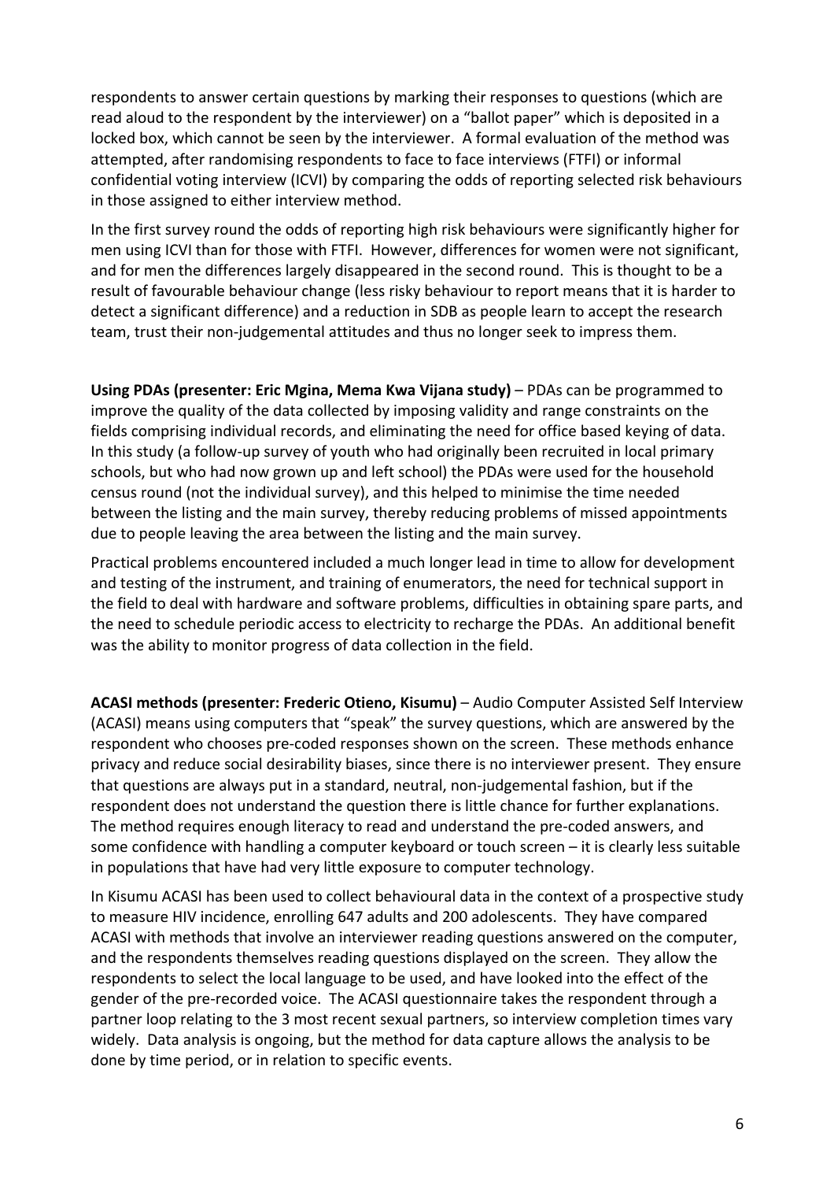respondents to answer certain questions by marking their responses to questions (which are read aloud to the respondent by the interviewer) on a "ballot paper" which is deposited in a locked box, which cannot be seen by the interviewer. A formal evaluation of the method was attempted, after randomising respondents to face to face interviews (FTFI) or informal confidential voting interview (ICVI) by comparing the odds of reporting selected risk behaviours in those assigned to either interview method.

In the first survey round the odds of reporting high risk behaviours were significantly higher for men using ICVI than for those with FTFI. However, differences for women were not significant, and for men the differences largely disappeared in the second round. This is thought to be a result of favourable behaviour change (less risky behaviour to report means that it is harder to detect a significant difference) and a reduction in SDB as people learn to accept the research team, trust their non-judgemental attitudes and thus no longer seek to impress them.

**Using PDAs (presenter: Eric Mgina, Mema Kwa Vijana study)** – PDAs can be programmed to improve the quality of the data collected by imposing validity and range constraints on the fields comprising individual records, and eliminating the need for office based keying of data. In this study (a follow-up survey of youth who had originally been recruited in local primary schools, but who had now grown up and left school) the PDAs were used for the household census round (not the individual survey), and this helped to minimise the time needed between the listing and the main survey, thereby reducing problems of missed appointments due to people leaving the area between the listing and the main survey.

Practical problems encountered included a much longer lead in time to allow for development and testing of the instrument, and training of enumerators, the need for technical support in the field to deal with hardware and software problems, difficulties in obtaining spare parts, and the need to schedule periodic access to electricity to recharge the PDAs. An additional benefit was the ability to monitor progress of data collection in the field.

**ACASI methods (presenter: Frederic Otieno, Kisumu)** – Audio Computer Assisted Self Interview (ACASI) means using computers that "speak" the survey questions, which are answered by the respondent who chooses pre-coded responses shown on the screen. These methods enhance privacy and reduce social desirability biases, since there is no interviewer present. They ensure that questions are always put in a standard, neutral, non-judgemental fashion, but if the respondent does not understand the question there is little chance for further explanations. The method requires enough literacy to read and understand the pre-coded answers, and some confidence with handling a computer keyboard or touch screen – it is clearly less suitable in populations that have had very little exposure to computer technology.

In Kisumu ACASI has been used to collect behavioural data in the context of a prospective study to measure HIV incidence, enrolling 647 adults and 200 adolescents. They have compared ACASI with methods that involve an interviewer reading questions answered on the computer, and the respondents themselves reading questions displayed on the screen. They allow the respondents to select the local language to be used, and have looked into the effect of the gender of the pre-recorded voice. The ACASI questionnaire takes the respondent through a partner loop relating to the 3 most recent sexual partners, so interview completion times vary widely. Data analysis is ongoing, but the method for data capture allows the analysis to be done by time period, or in relation to specific events.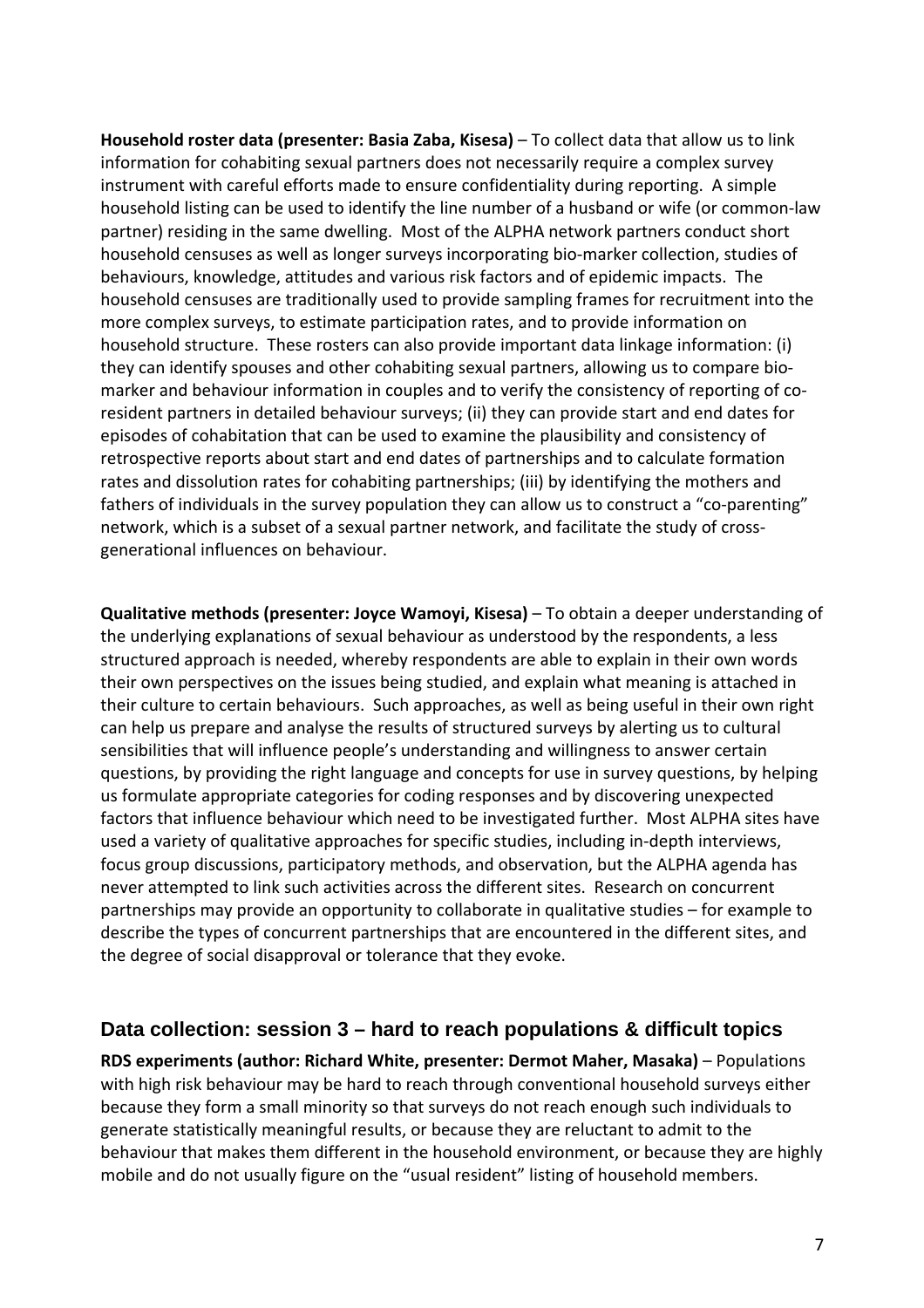**Household roster data (presenter: Basia Zaba, Kisesa)** – To collect data that allow us to link information for cohabiting sexual partners does not necessarily require a complex survey instrument with careful efforts made to ensure confidentiality during reporting. A simple household listing can be used to identify the line number of a husband or wife (or common-law partner) residing in the same dwelling. Most of the ALPHA network partners conduct short household censuses as well as longer surveys incorporating bio-marker collection, studies of behaviours, knowledge, attitudes and various risk factors and of epidemic impacts. The household censuses are traditionally used to provide sampling frames for recruitment into the more complex surveys, to estimate participation rates, and to provide information on household structure. These rosters can also provide important data linkage information: (i) they can identify spouses and other cohabiting sexual partners, allowing us to compare bio-marker and behaviour information in couples and to verify the consistency of reporting of co-resident partners in detailed behaviour surveys; (ii) they can provide start and end dates for episodes of cohabitation that can be used to examine the plausibility and consistency of retrospective reports about start and end dates of partnerships and to calculate formation rates and dissolution rates for cohabiting partnerships; (iii) by identifying the mothers and fathers of individuals in the survey population they can allow us to construct a "co-parenting" network, which is a subset of a sexual partner network, and facilitate the study of cross-generational influences on behaviour.

**Qualitative methods (presenter: Joyce Wamoyi, Kisesa)** – To obtain a deeper understanding of the underlying explanations of sexual behaviour as understood by the respondents, a less structured approach is needed, whereby respondents are able to explain in their own words their own perspectives on the issues being studied, and explain what meaning is attached in their culture to certain behaviours. Such approaches, as well as being useful in their own right can help us prepare and analyse the results of structured surveys by alerting us to cultural sensibilities that will influence people's understanding and willingness to answer certain questions, by providing the right language and concepts for use in survey questions, by helping us formulate appropriate categories for coding responses and by discovering unexpected factors that influence behaviour which need to be investigated further. Most ALPHA sites have used a variety of qualitative approaches for specific studies, including in-depth interviews, focus group discussions, participatory methods, and observation, but the ALPHA agenda has never attempted to link such activities across the different sites. Research on concurrent partnerships may provide an opportunity to collaborate in qualitative studies – for example to describe the types of concurrent partnerships that are encountered in the different sites, and the degree of social disapproval or tolerance that they evoke.

## Data collection: session 3 – hard to reach populations & difficult topics

**RDS experiments (author: Richard White, presenter: Dermot Maher, Masaka)** – Populations with high risk behaviour may be hard to reach through conventional household surveys either because they form a small minority so that surveys do not reach enough such individuals to generate statistically meaningful results, or because they are reluctant to admit to the behaviour that makes them different in the household environment, or because they are highly mobile and do not usually figure on the "usual resident" listing of household members.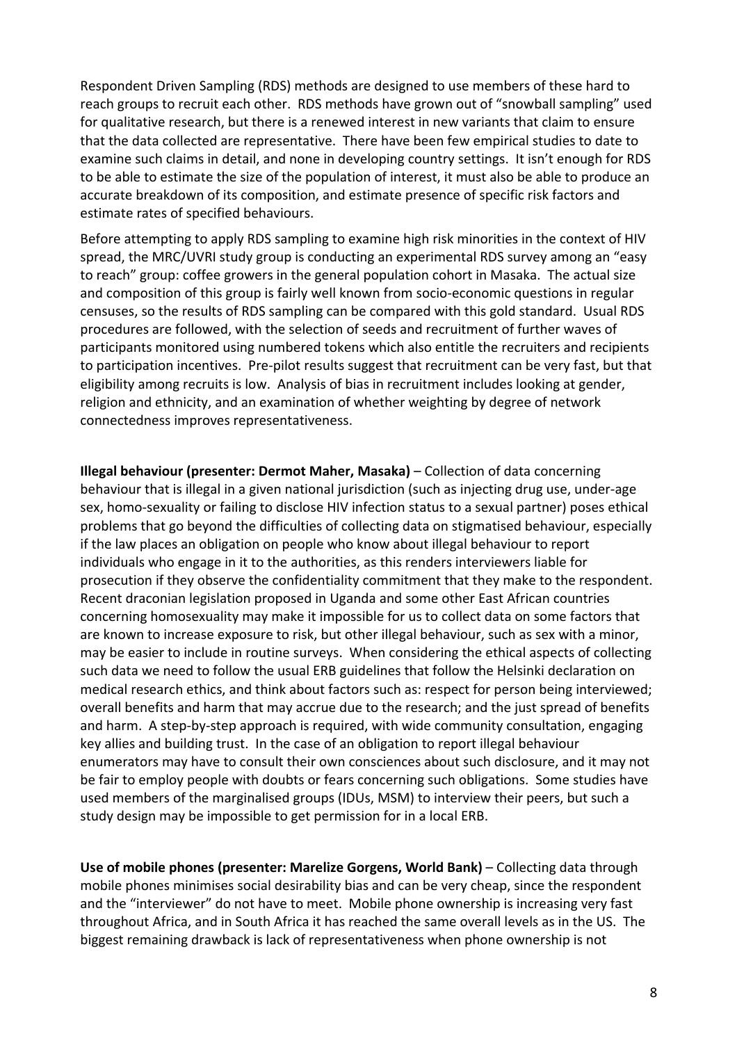Respondent Driven Sampling (RDS) methods are designed to use members of these hard to reach groups to recruit each other. RDS methods have grown out of "snowball sampling" used for qualitative research, but there is a renewed interest in new variants that claim to ensure that the data collected are representative. There have been few empirical studies to date to examine such claims in detail, and none in developing country settings. It isn't enough for RDS to be able to estimate the size of the population of interest, it must also be able to produce an accurate breakdown of its composition, and estimate presence of specific risk factors and estimate rates of specified behaviours.

Before attempting to apply RDS sampling to examine high risk minorities in the context of HIV spread, the MRC/UVRI study group is conducting an experimental RDS survey among an "easy to reach" group: coffee growers in the general population cohort in Masaka. The actual size and composition of this group is fairly well known from socio-economic questions in regular censuses, so the results of RDS sampling can be compared with this gold standard. Usual RDS procedures are followed, with the selection of seeds and recruitment of further waves of participants monitored using numbered tokens which also entitle the recruiters and recipients to participation incentives. Pre-pilot results suggest that recruitment can be very fast, but that eligibility among recruits is low. Analysis of bias in recruitment includes looking at gender, religion and ethnicity, and an examination of whether weighting by degree of network connectedness improves representativeness.

**Illegal behaviour (presenter: Dermot Maher, Masaka)** – Collection of data concerning behaviour that is illegal in a given national jurisdiction (such as injecting drug use, under-age sex, homo-sexuality or failing to disclose HIV infection status to a sexual partner) poses ethical problems that go beyond the difficulties of collecting data on stigmatised behaviour, especially if the law places an obligation on people who know about illegal behaviour to report individuals who engage in it to the authorities, as this renders interviewers liable for prosecution if they observe the confidentiality commitment that they make to the respondent. Recent draconian legislation proposed in Uganda and some other East African countries concerning homosexuality may make it impossible for us to collect data on some factors that are known to increase exposure to risk, but other illegal behaviour, such as sex with a minor, may be easier to include in routine surveys. When considering the ethical aspects of collecting such data we need to follow the usual ERB guidelines that follow the Helsinki declaration on medical research ethics, and think about factors such as: respect for person being interviewed; overall benefits and harm that may accrue due to the research; and the just spread of benefits and harm. A step-by-step approach is required, with wide community consultation, engaging key allies and building trust. In the case of an obligation to report illegal behaviour enumerators may have to consult their own consciences about such disclosure, and it may not be fair to employ people with doubts or fears concerning such obligations. Some studies have used members of the marginalised groups (IDUs, MSM) to interview their peers, but such a study design may be impossible to get permission for in a local ERB.

**Use of mobile phones (presenter: Marelize Gorgens, World Bank)** – Collecting data through mobile phones minimises social desirability bias and can be very cheap, since the respondent and the "interviewer" do not have to meet. Mobile phone ownership is increasing very fast throughout Africa, and in South Africa it has reached the same overall levels as in the US. The biggest remaining drawback is lack of representativeness when phone ownership is not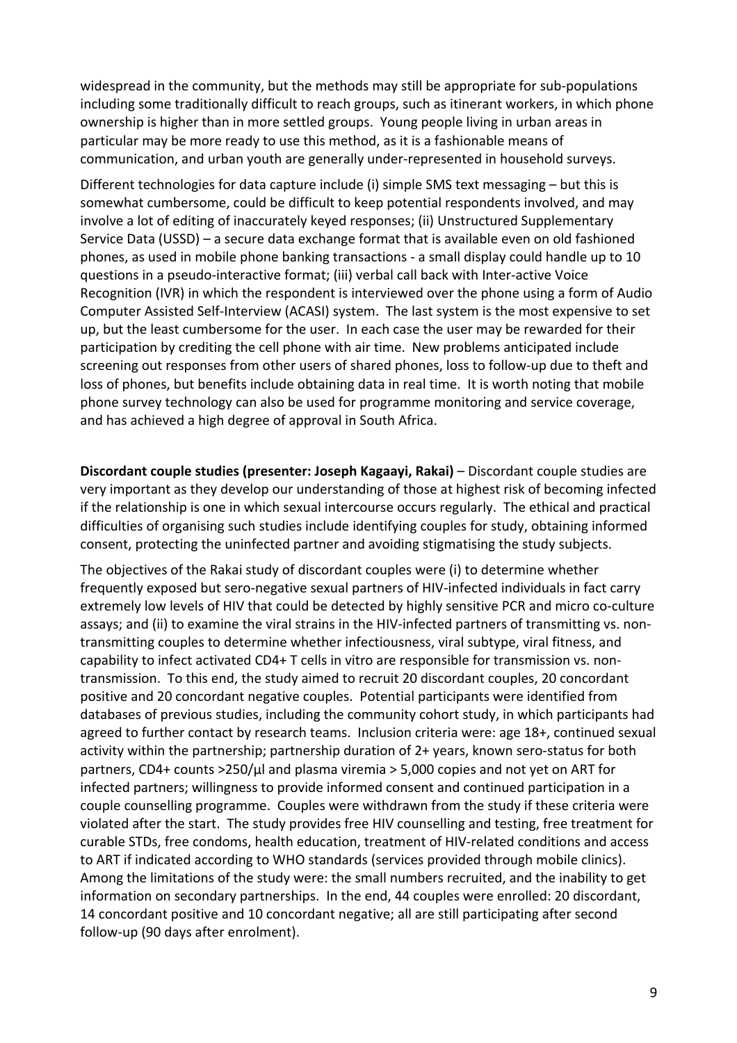widespread in the community, but the methods may still be appropriate for sub-populations including some traditionally difficult to reach groups, such as itinerant workers, in which phone ownership is higher than in more settled groups. Young people living in urban areas in particular may be more ready to use this method, as it is a fashionable means of communication, and urban youth are generally under-represented in household surveys.

Different technologies for data capture include (i) simple SMS text messaging – but this is somewhat cumbersome, could be difficult to keep potential respondents involved, and may involve a lot of editing of inaccurately keyed responses; (ii) Unstructured Supplementary Service Data (USSD) – a secure data exchange format that is available even on old fashioned phones, as used in mobile phone banking transactions - a small display could handle up to 10 questions in a pseudo-interactive format; (iii) verbal call back with Inter-active Voice Recognition (IVR) in which the respondent is interviewed over the phone using a form of Audio Computer Assisted Self-Interview (ACASI) system. The last system is the most expensive to set up, but the least cumbersome for the user. In each case the user may be rewarded for their participation by crediting the cell phone with air time. New problems anticipated include screening out responses from other users of shared phones, loss to follow-up due to theft and loss of phones, but benefits include obtaining data in real time. It is worth noting that mobile phone survey technology can also be used for programme monitoring and service coverage, and has achieved a high degree of approval in South Africa.

**Discordant couple studies (presenter: Joseph Kagaayi, Rakai)** – Discordant couple studies are very important as they develop our understanding of those at highest risk of becoming infected if the relationship is one in which sexual intercourse occurs regularly. The ethical and practical difficulties of organising such studies include identifying couples for study, obtaining informed consent, protecting the uninfected partner and avoiding stigmatising the study subjects.

The objectives of the Rakai study of discordant couples were (i) to determine whether frequently exposed but sero-negative sexual partners of HIV-infected individuals in fact carry extremely low levels of HIV that could be detected by highly sensitive PCR and micro co-culture assays; and (ii) to examine the viral strains in the HIV-infected partners of transmitting vs. non-transmitting couples to determine whether infectiousness, viral subtype, viral fitness, and capability to infect activated CD4+ T cells in vitro are responsible for transmission vs. non-transmission. To this end, the study aimed to recruit 20 discordant couples, 20 concordant positive and 20 concordant negative couples. Potential participants were identified from databases of previous studies, including the community cohort study, in which participants had agreed to further contact by research teams. Inclusion criteria were: age 18+, continued sexual activity within the partnership; partnership duration of 2+ years, known sero-status for both partners, CD4+ counts >250/µl and plasma viremia > 5,000 copies and not yet on ART for infected partners; willingness to provide informed consent and continued participation in a couple counselling programme. Couples were withdrawn from the study if these criteria were violated after the start. The study provides free HIV counselling and testing, free treatment for curable STDs, free condoms, health education, treatment of HIV-related conditions and access to ART if indicated according to WHO standards (services provided through mobile clinics). Among the limitations of the study were: the small numbers recruited, and the inability to get information on secondary partnerships. In the end, 44 couples were enrolled: 20 discordant, 14 concordant positive and 10 concordant negative; all are still participating after second follow-up (90 days after enrolment).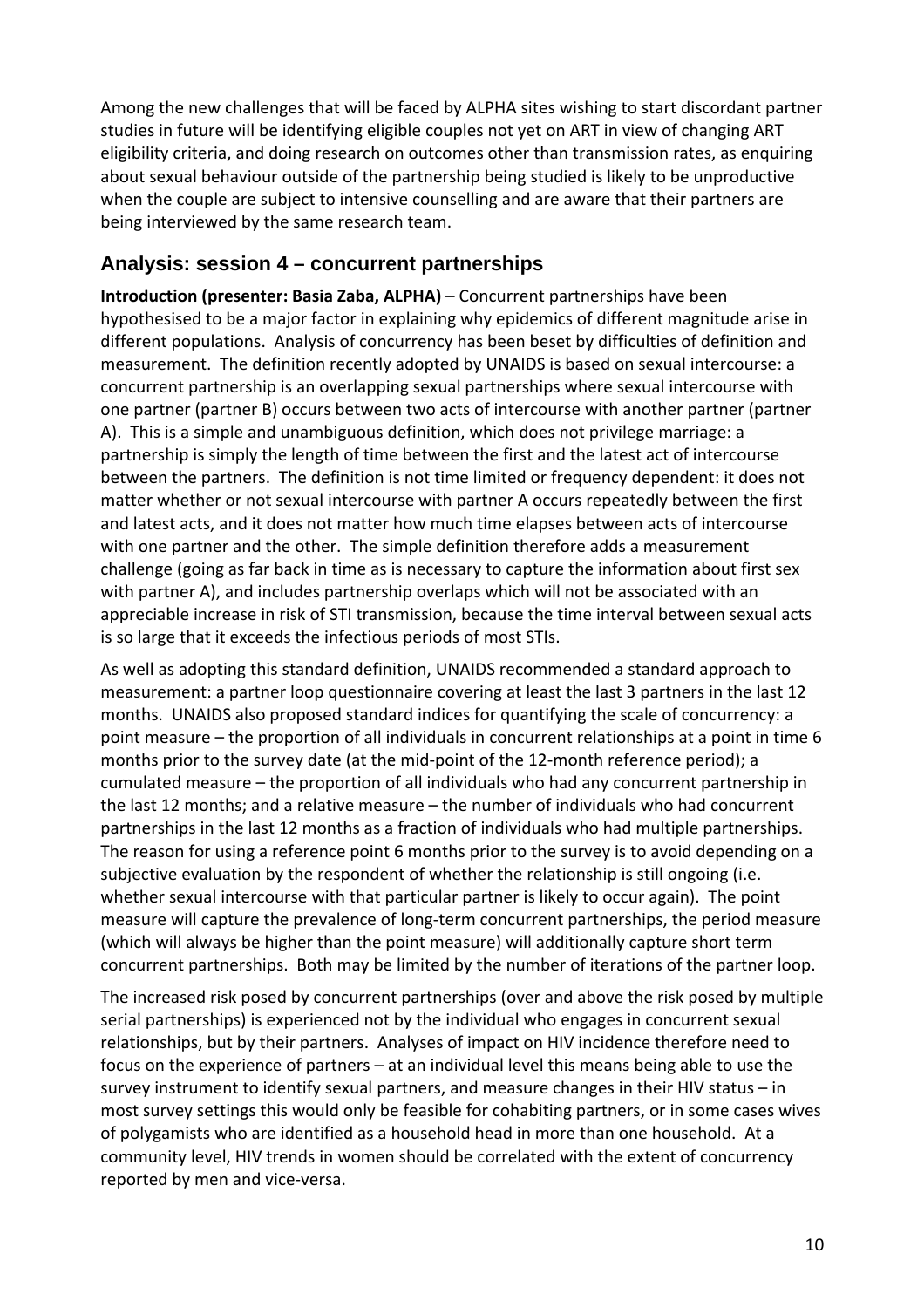Among the new challenges that will be faced by ALPHA sites wishing to start discordant partner studies in future will be identifying eligible couples not yet on ART in view of changing ART eligibility criteria, and doing research on outcomes other than transmission rates, as enquiring about sexual behaviour outside of the partnership being studied is likely to be unproductive when the couple are subject to intensive counselling and are aware that their partners are being interviewed by the same research team.

## Analysis: session 4 – concurrent partnerships

**Introduction (presenter: Basia Zaba, ALPHA)** – Concurrent partnerships have been hypothesised to be a major factor in explaining why epidemics of different magnitude arise in different populations. Analysis of concurrency has been beset by difficulties of definition and measurement. The definition recently adopted by UNAIDS is based on sexual intercourse: a concurrent partnership is an overlapping sexual partnerships where sexual intercourse with one partner (partner B) occurs between two acts of intercourse with another partner (partner A). This is a simple and unambiguous definition, which does not privilege marriage: a partnership is simply the length of time between the first and the latest act of intercourse between the partners. The definition is not time limited or frequency dependent: it does not matter whether or not sexual intercourse with partner A occurs repeatedly between the first and latest acts, and it does not matter how much time elapses between acts of intercourse with one partner and the other. The simple definition therefore adds a measurement challenge (going as far back in time as is necessary to capture the information about first sex with partner A), and includes partnership overlaps which will not be associated with an appreciable increase in risk of STI transmission, because the time interval between sexual acts is so large that it exceeds the infectious periods of most STIs.

As well as adopting this standard definition, UNAIDS recommended a standard approach to measurement: a partner loop questionnaire covering at least the last 3 partners in the last 12 months. UNAIDS also proposed standard indices for quantifying the scale of concurrency: a point measure – the proportion of all individuals in concurrent relationships at a point in time 6 months prior to the survey date (at the mid-point of the 12-month reference period); a cumulated measure – the proportion of all individuals who had any concurrent partnership in the last 12 months; and a relative measure – the number of individuals who had concurrent partnerships in the last 12 months as a fraction of individuals who had multiple partnerships. The reason for using a reference point 6 months prior to the survey is to avoid depending on a subjective evaluation by the respondent of whether the relationship is still ongoing (i.e. whether sexual intercourse with that particular partner is likely to occur again). The point measure will capture the prevalence of long-term concurrent partnerships, the period measure (which will always be higher than the point measure) will additionally capture short term concurrent partnerships. Both may be limited by the number of iterations of the partner loop.

The increased risk posed by concurrent partnerships (over and above the risk posed by multiple serial partnerships) is experienced not by the individual who engages in concurrent sexual relationships, but by their partners. Analyses of impact on HIV incidence therefore need to focus on the experience of partners – at an individual level this means being able to use the survey instrument to identify sexual partners, and measure changes in their HIV status – in most survey settings this would only be feasible for cohabiting partners, or in some cases wives of polygamists who are identified as a household head in more than one household. At a community level, HIV trends in women should be correlated with the extent of concurrency reported by men and vice-versa.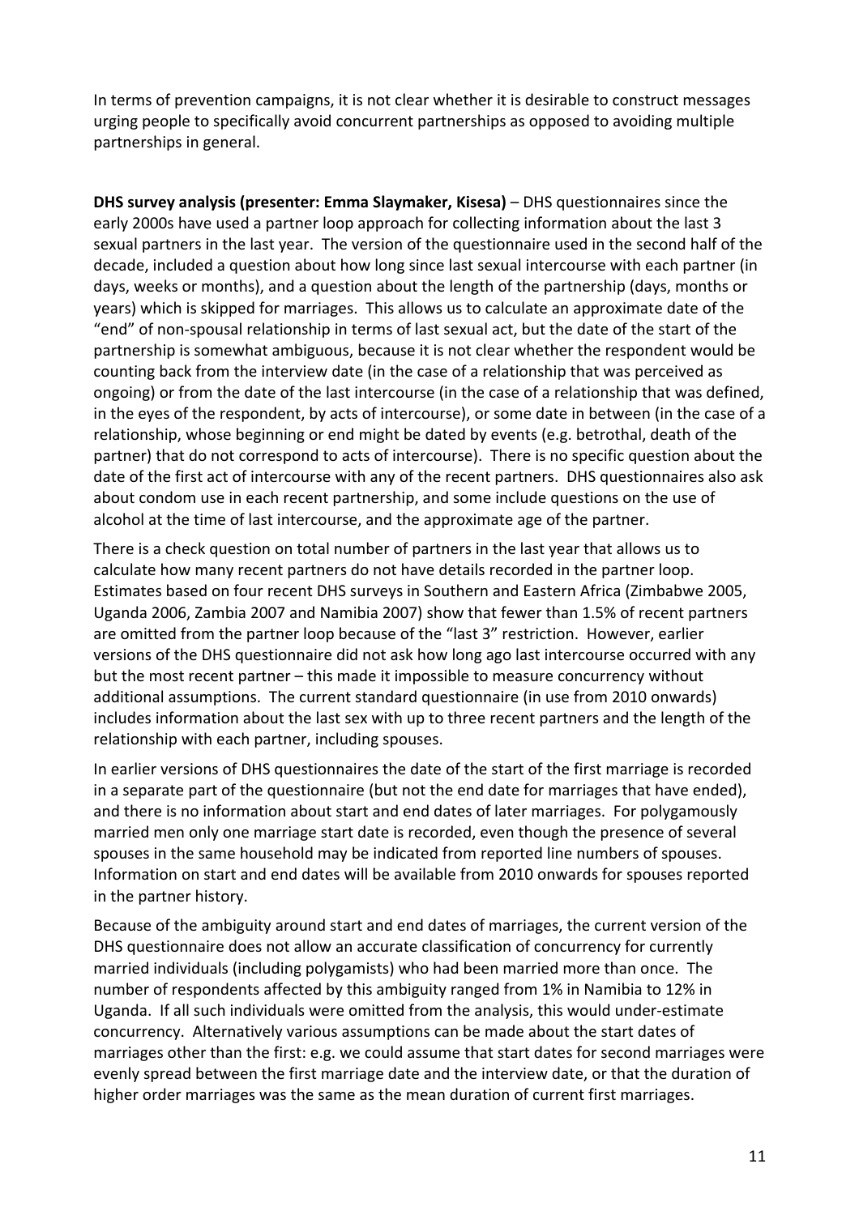In terms of prevention campaigns, it is not clear whether it is desirable to construct messages urging people to specifically avoid concurrent partnerships as opposed to avoiding multiple partnerships in general.

**DHS survey analysis (presenter: Emma Slaymaker, Kisesa)** – DHS questionnaires since the early 2000s have used a partner loop approach for collecting information about the last 3 sexual partners in the last year. The version of the questionnaire used in the second half of the decade, included a question about how long since last sexual intercourse with each partner (in days, weeks or months), and a question about the length of the partnership (days, months or years) which is skipped for marriages. This allows us to calculate an approximate date of the "end" of non-spousal relationship in terms of last sexual act, but the date of the start of the partnership is somewhat ambiguous, because it is not clear whether the respondent would be counting back from the interview date (in the case of a relationship that was perceived as ongoing) or from the date of the last intercourse (in the case of a relationship that was defined, in the eyes of the respondent, by acts of intercourse), or some date in between (in the case of a relationship, whose beginning or end might be dated by events (e.g. betrothal, death of the partner) that do not correspond to acts of intercourse). There is no specific question about the date of the first act of intercourse with any of the recent partners. DHS questionnaires also ask about condom use in each recent partnership, and some include questions on the use of alcohol at the time of last intercourse, and the approximate age of the partner.

There is a check question on total number of partners in the last year that allows us to calculate how many recent partners do not have details recorded in the partner loop. Estimates based on four recent DHS surveys in Southern and Eastern Africa (Zimbabwe 2005, Uganda 2006, Zambia 2007 and Namibia 2007) show that fewer than 1.5% of recent partners are omitted from the partner loop because of the "last 3" restriction. However, earlier versions of the DHS questionnaire did not ask how long ago last intercourse occurred with any but the most recent partner – this made it impossible to measure concurrency without additional assumptions. The current standard questionnaire (in use from 2010 onwards) includes information about the last sex with up to three recent partners and the length of the relationship with each partner, including spouses.

In earlier versions of DHS questionnaires the date of the start of the first marriage is recorded in a separate part of the questionnaire (but not the end date for marriages that have ended), and there is no information about start and end dates of later marriages. For polygamously married men only one marriage start date is recorded, even though the presence of several spouses in the same household may be indicated from reported line numbers of spouses. Information on start and end dates will be available from 2010 onwards for spouses reported in the partner history.

Because of the ambiguity around start and end dates of marriages, the current version of the DHS questionnaire does not allow an accurate classification of concurrency for currently married individuals (including polygamists) who had been married more than once. The number of respondents affected by this ambiguity ranged from 1% in Namibia to 12% in Uganda. If all such individuals were omitted from the analysis, this would under-estimate concurrency. Alternatively various assumptions can be made about the start dates of marriages other than the first: e.g. we could assume that start dates for second marriages were evenly spread between the first marriage date and the interview date, or that the duration of higher order marriages was the same as the mean duration of current first marriages.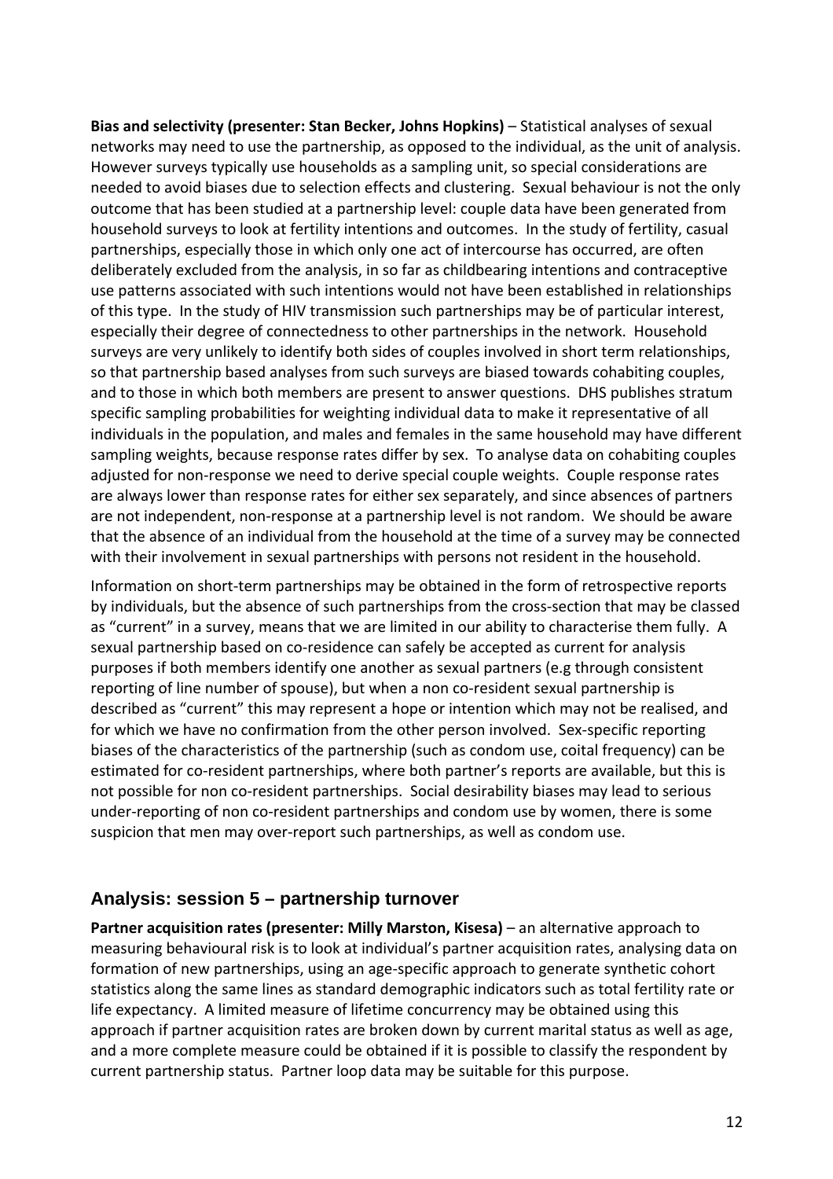**Bias and selectivity (presenter: Stan Becker, Johns Hopkins)** – Statistical analyses of sexual networks may need to use the partnership, as opposed to the individual, as the unit of analysis. However surveys typically use households as a sampling unit, so special considerations are needed to avoid biases due to selection effects and clustering. Sexual behaviour is not the only outcome that has been studied at a partnership level: couple data have been generated from household surveys to look at fertility intentions and outcomes. In the study of fertility, casual partnerships, especially those in which only one act of intercourse has occurred, are often deliberately excluded from the analysis, in so far as childbearing intentions and contraceptive use patterns associated with such intentions would not have been established in relationships of this type. In the study of HIV transmission such partnerships may be of particular interest, especially their degree of connectedness to other partnerships in the network. Household surveys are very unlikely to identify both sides of couples involved in short term relationships, so that partnership based analyses from such surveys are biased towards cohabiting couples, and to those in which both members are present to answer questions. DHS publishes stratum specific sampling probabilities for weighting individual data to make it representative of all individuals in the population, and males and females in the same household may have different sampling weights, because response rates differ by sex. To analyse data on cohabiting couples adjusted for non-response we need to derive special couple weights. Couple response rates are always lower than response rates for either sex separately, and since absences of partners are not independent, non-response at a partnership level is not random. We should be aware that the absence of an individual from the household at the time of a survey may be connected with their involvement in sexual partnerships with persons not resident in the household.

Information on short-term partnerships may be obtained in the form of retrospective reports by individuals, but the absence of such partnerships from the cross-section that may be classed as "current" in a survey, means that we are limited in our ability to characterise them fully. A sexual partnership based on co-residence can safely be accepted as current for analysis purposes if both members identify one another as sexual partners (e.g through consistent reporting of line number of spouse), but when a non co-resident sexual partnership is described as "current" this may represent a hope or intention which may not be realised, and for which we have no confirmation from the other person involved. Sex-specific reporting biases of the characteristics of the partnership (such as condom use, coital frequency) can be estimated for co-resident partnerships, where both partner's reports are available, but this is not possible for non co-resident partnerships. Social desirability biases may lead to serious under-reporting of non co-resident partnerships and condom use by women, there is some suspicion that men may over-report such partnerships, as well as condom use.

## Analysis: session 5 – partnership turnover

**Partner acquisition rates (presenter: Milly Marston, Kisesa)** – an alternative approach to measuring behavioural risk is to look at individual's partner acquisition rates, analysing data on formation of new partnerships, using an age-specific approach to generate synthetic cohort statistics along the same lines as standard demographic indicators such as total fertility rate or life expectancy. A limited measure of lifetime concurrency may be obtained using this approach if partner acquisition rates are broken down by current marital status as well as age, and a more complete measure could be obtained if it is possible to classify the respondent by current partnership status. Partner loop data may be suitable for this purpose.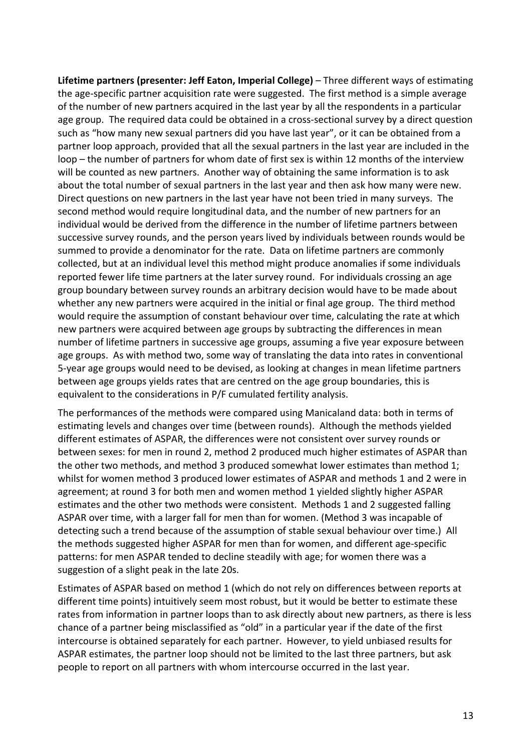**Lifetime partners (presenter: Jeff Eaton, Imperial College)** – Three different ways of estimating the age-specific partner acquisition rate were suggested. The first method is a simple average of the number of new partners acquired in the last year by all the respondents in a particular age group. The required data could be obtained in a cross-sectional survey by a direct question such as "how many new sexual partners did you have last year", or it can be obtained from a partner loop approach, provided that all the sexual partners in the last year are included in the loop – the number of partners for whom date of first sex is within 12 months of the interview will be counted as new partners. Another way of obtaining the same information is to ask about the total number of sexual partners in the last year and then ask how many were new. Direct questions on new partners in the last year have not been tried in many surveys. The second method would require longitudinal data, and the number of new partners for an individual would be derived from the difference in the number of lifetime partners between successive survey rounds, and the person years lived by individuals between rounds would be summed to provide a denominator for the rate. Data on lifetime partners are commonly collected, but at an individual level this method might produce anomalies if some individuals reported fewer life time partners at the later survey round. For individuals crossing an age group boundary between survey rounds an arbitrary decision would have to be made about whether any new partners were acquired in the initial or final age group. The third method would require the assumption of constant behaviour over time, calculating the rate at which new partners were acquired between age groups by subtracting the differences in mean number of lifetime partners in successive age groups, assuming a five year exposure between age groups. As with method two, some way of translating the data into rates in conventional 5-year age groups would need to be devised, as looking at changes in mean lifetime partners between age groups yields rates that are centred on the age group boundaries, this is equivalent to the considerations in P/F cumulated fertility analysis.

The performances of the methods were compared using Manicaland data: both in terms of estimating levels and changes over time (between rounds). Although the methods yielded different estimates of ASPAR, the differences were not consistent over survey rounds or between sexes: for men in round 2, method 2 produced much higher estimates of ASPAR than the other two methods, and method 3 produced somewhat lower estimates than method 1; whilst for women method 3 produced lower estimates of ASPAR and methods 1 and 2 were in agreement; at round 3 for both men and women method 1 yielded slightly higher ASPAR estimates and the other two methods were consistent. Methods 1 and 2 suggested falling ASPAR over time, with a larger fall for men than for women. (Method 3 was incapable of detecting such a trend because of the assumption of stable sexual behaviour over time.) All the methods suggested higher ASPAR for men than for women, and different age-specific patterns: for men ASPAR tended to decline steadily with age; for women there was a suggestion of a slight peak in the late 20s.

Estimates of ASPAR based on method 1 (which do not rely on differences between reports at different time points) intuitively seem most robust, but it would be better to estimate these rates from information in partner loops than to ask directly about new partners, as there is less chance of a partner being misclassified as "old" in a particular year if the date of the first intercourse is obtained separately for each partner. However, to yield unbiased results for ASPAR estimates, the partner loop should not be limited to the last three partners, but ask people to report on all partners with whom intercourse occurred in the last year.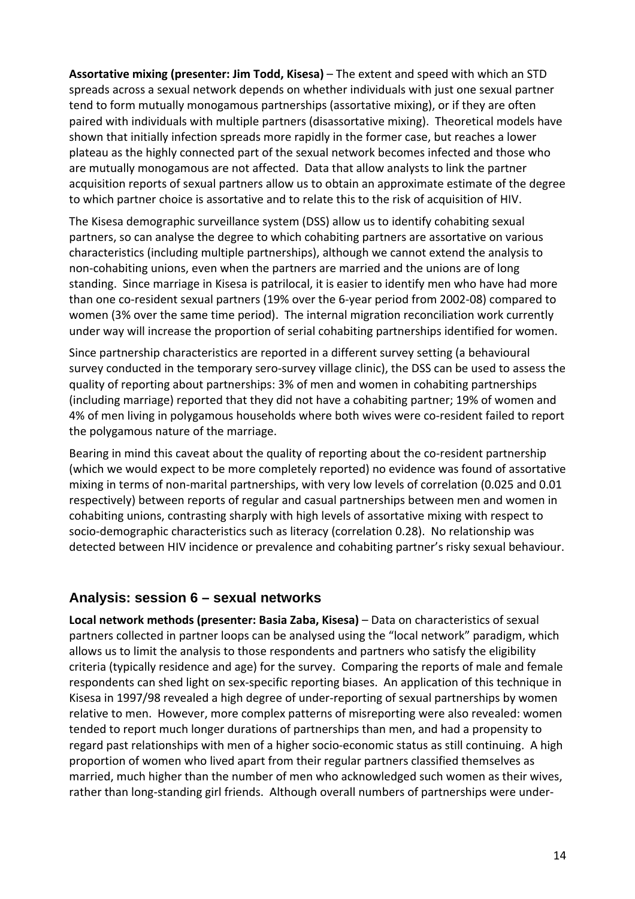**Assortative mixing (presenter: Jim Todd, Kisesa)** – The extent and speed with which an STD spreads across a sexual network depends on whether individuals with just one sexual partner tend to form mutually monogamous partnerships (assortative mixing), or if they are often paired with individuals with multiple partners (disassortative mixing). Theoretical models have shown that initially infection spreads more rapidly in the former case, but reaches a lower plateau as the highly connected part of the sexual network becomes infected and those who are mutually monogamous are not affected. Data that allow analysts to link the partner acquisition reports of sexual partners allow us to obtain an approximate estimate of the degree to which partner choice is assortative and to relate this to the risk of acquisition of HIV.

The Kisesa demographic surveillance system (DSS) allow us to identify cohabiting sexual partners, so can analyse the degree to which cohabiting partners are assortative on various characteristics (including multiple partnerships), although we cannot extend the analysis to non-cohabiting unions, even when the partners are married and the unions are of long standing. Since marriage in Kisesa is patrilocal, it is easier to identify men who have had more than one co-resident sexual partners (19% over the 6-year period from 2002-08) compared to women (3% over the same time period). The internal migration reconciliation work currently under way will increase the proportion of serial cohabiting partnerships identified for women.

Since partnership characteristics are reported in a different survey setting (a behavioural survey conducted in the temporary sero-survey village clinic), the DSS can be used to assess the quality of reporting about partnerships: 3% of men and women in cohabiting partnerships (including marriage) reported that they did not have a cohabiting partner; 19% of women and 4% of men living in polygamous households where both wives were co-resident failed to report the polygamous nature of the marriage.

Bearing in mind this caveat about the quality of reporting about the co-resident partnership (which we would expect to be more completely reported) no evidence was found of assortative mixing in terms of non-marital partnerships, with very low levels of correlation (0.025 and 0.01 respectively) between reports of regular and casual partnerships between men and women in cohabiting unions, contrasting sharply with high levels of assortative mixing with respect to socio-demographic characteristics such as literacy (correlation 0.28). No relationship was detected between HIV incidence or prevalence and cohabiting partner's risky sexual behaviour.

## Analysis: session 6 – sexual networks

**Local network methods (presenter: Basia Zaba, Kisesa)** – Data on characteristics of sexual partners collected in partner loops can be analysed using the "local network" paradigm, which allows us to limit the analysis to those respondents and partners who satisfy the eligibility criteria (typically residence and age) for the survey. Comparing the reports of male and female respondents can shed light on sex-specific reporting biases. An application of this technique in Kisesa in 1997/98 revealed a high degree of under-reporting of sexual partnerships by women relative to men. However, more complex patterns of misreporting were also revealed: women tended to report much longer durations of partnerships than men, and had a propensity to regard past relationships with men of a higher socio-economic status as still continuing. A high proportion of women who lived apart from their regular partners classified themselves as married, much higher than the number of men who acknowledged such women as their wives, rather than long-standing girl friends. Although overall numbers of partnerships were under-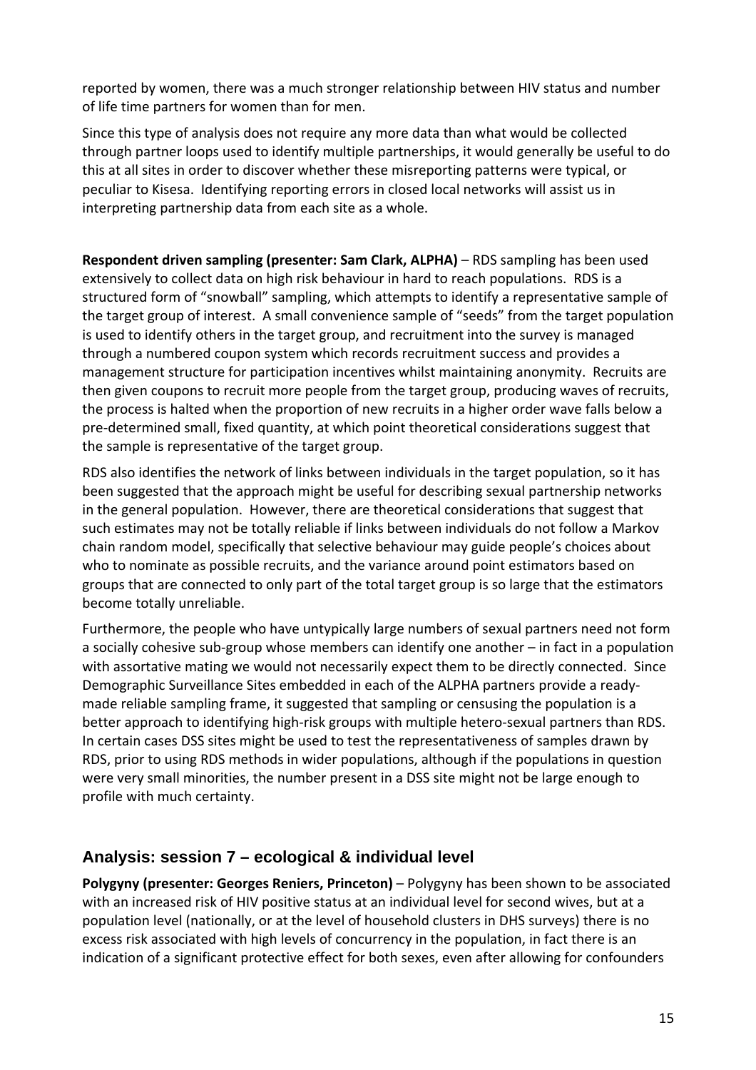reported by women, there was a much stronger relationship between HIV status and number of life time partners for women than for men.

Since this type of analysis does not require any more data than what would be collected through partner loops used to identify multiple partnerships, it would generally be useful to do this at all sites in order to discover whether these misreporting patterns were typical, or peculiar to Kisesa. Identifying reporting errors in closed local networks will assist us in interpreting partnership data from each site as a whole.

**Respondent driven sampling (presenter: Sam Clark, ALPHA)** – RDS sampling has been used extensively to collect data on high risk behaviour in hard to reach populations. RDS is a structured form of "snowball" sampling, which attempts to identify a representative sample of the target group of interest. A small convenience sample of "seeds" from the target population is used to identify others in the target group, and recruitment into the survey is managed through a numbered coupon system which records recruitment success and provides a management structure for participation incentives whilst maintaining anonymity. Recruits are then given coupons to recruit more people from the target group, producing waves of recruits, the process is halted when the proportion of new recruits in a higher order wave falls below a pre-determined small, fixed quantity, at which point theoretical considerations suggest that the sample is representative of the target group.

RDS also identifies the network of links between individuals in the target population, so it has been suggested that the approach might be useful for describing sexual partnership networks in the general population. However, there are theoretical considerations that suggest that such estimates may not be totally reliable if links between individuals do not follow a Markov chain random model, specifically that selective behaviour may guide people's choices about who to nominate as possible recruits, and the variance around point estimators based on groups that are connected to only part of the total target group is so large that the estimators become totally unreliable.

Furthermore, the people who have untypically large numbers of sexual partners need not form a socially cohesive sub-group whose members can identify one another – in fact in a population with assortative mating we would not necessarily expect them to be directly connected. Since Demographic Surveillance Sites embedded in each of the ALPHA partners provide a ready-made reliable sampling frame, it suggested that sampling or censusing the population is a better approach to identifying high-risk groups with multiple hetero-sexual partners than RDS. In certain cases DSS sites might be used to test the representativeness of samples drawn by RDS, prior to using RDS methods in wider populations, although if the populations in question were very small minorities, the number present in a DSS site might not be large enough to profile with much certainty.

## Analysis: session 7 – ecological & individual level

**Polygyny (presenter: Georges Reniers, Princeton)** – Polygyny has been shown to be associated with an increased risk of HIV positive status at an individual level for second wives, but at a population level (nationally, or at the level of household clusters in DHS surveys) there is no excess risk associated with high levels of concurrency in the population, in fact there is an indication of a significant protective effect for both sexes, even after allowing for confounders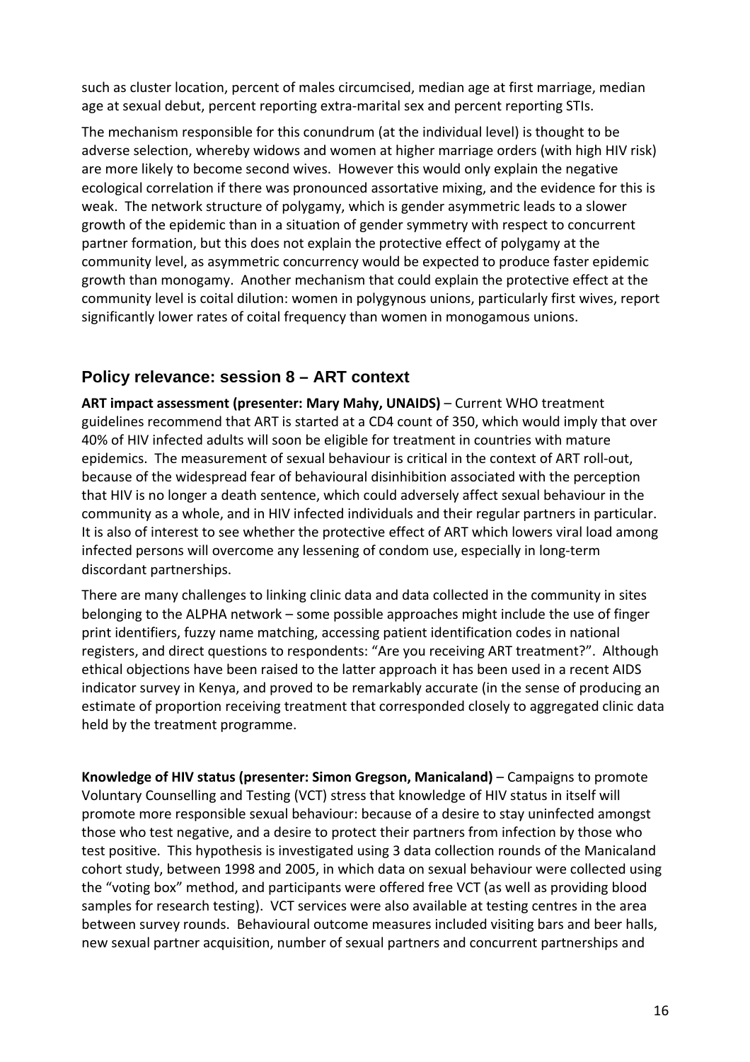such as cluster location, percent of males circumcised, median age at first marriage, median age at sexual debut, percent reporting extra-marital sex and percent reporting STIs.

The mechanism responsible for this conundrum (at the individual level) is thought to be adverse selection, whereby widows and women at higher marriage orders (with high HIV risk) are more likely to become second wives. However this would only explain the negative ecological correlation if there was pronounced assortative mixing, and the evidence for this is weak. The network structure of polygamy, which is gender asymmetric leads to a slower growth of the epidemic than in a situation of gender symmetry with respect to concurrent partner formation, but this does not explain the protective effect of polygamy at the community level, as asymmetric concurrency would be expected to produce faster epidemic growth than monogamy. Another mechanism that could explain the protective effect at the community level is coital dilution: women in polygynous unions, particularly first wives, report significantly lower rates of coital frequency than women in monogamous unions.

## Policy relevance: session 8 – ART context

**ART impact assessment (presenter: Mary Mahy, UNAIDS)** – Current WHO treatment guidelines recommend that ART is started at a CD4 count of 350, which would imply that over 40% of HIV infected adults will soon be eligible for treatment in countries with mature epidemics. The measurement of sexual behaviour is critical in the context of ART roll-out, because of the widespread fear of behavioural disinhibition associated with the perception that HIV is no longer a death sentence, which could adversely affect sexual behaviour in the community as a whole, and in HIV infected individuals and their regular partners in particular. It is also of interest to see whether the protective effect of ART which lowers viral load among infected persons will overcome any lessening of condom use, especially in long-term discordant partnerships.

There are many challenges to linking clinic data and data collected in the community in sites belonging to the ALPHA network – some possible approaches might include the use of finger print identifiers, fuzzy name matching, accessing patient identification codes in national registers, and direct questions to respondents: "Are you receiving ART treatment?". Although ethical objections have been raised to the latter approach it has been used in a recent AIDS indicator survey in Kenya, and proved to be remarkably accurate (in the sense of producing an estimate of proportion receiving treatment that corresponded closely to aggregated clinic data held by the treatment programme.

**Knowledge of HIV status (presenter: Simon Gregson, Manicaland)** – Campaigns to promote Voluntary Counselling and Testing (VCT) stress that knowledge of HIV status in itself will promote more responsible sexual behaviour: because of a desire to stay uninfected amongst those who test negative, and a desire to protect their partners from infection by those who test positive. This hypothesis is investigated using 3 data collection rounds of the Manicaland cohort study, between 1998 and 2005, in which data on sexual behaviour were collected using the "voting box" method, and participants were offered free VCT (as well as providing blood samples for research testing). VCT services were also available at testing centres in the area between survey rounds. Behavioural outcome measures included visiting bars and beer halls, new sexual partner acquisition, number of sexual partners and concurrent partnerships and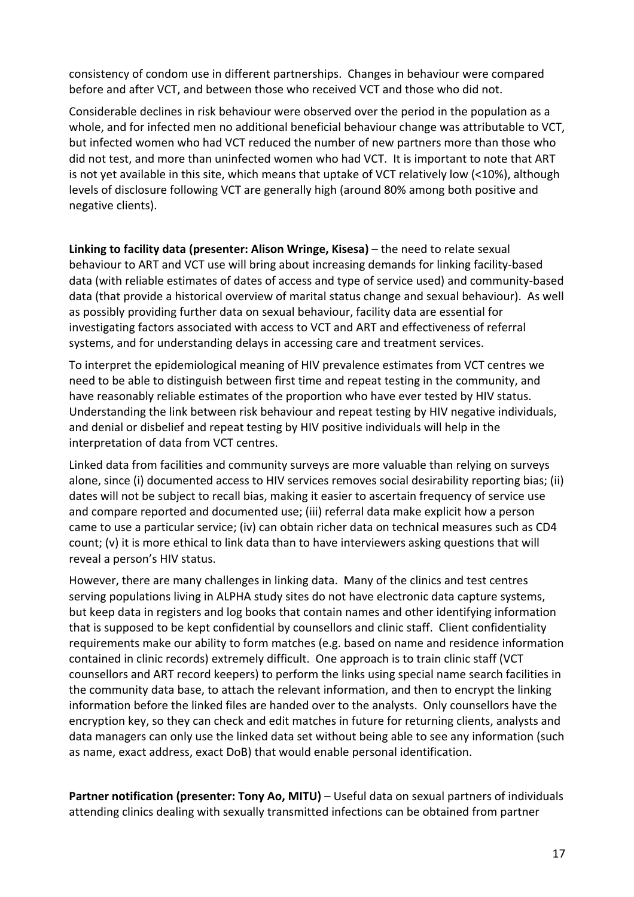consistency of condom use in different partnerships. Changes in behaviour were compared before and after VCT, and between those who received VCT and those who did not.

Considerable declines in risk behaviour were observed over the period in the population as a whole, and for infected men no additional beneficial behaviour change was attributable to VCT, but infected women who had VCT reduced the number of new partners more than those who did not test, and more than uninfected women who had VCT. It is important to note that ART is not yet available in this site, which means that uptake of VCT relatively low (<10%), although levels of disclosure following VCT are generally high (around 80% among both positive and negative clients).

**Linking to facility data (presenter: Alison Wringe, Kisesa)** – the need to relate sexual behaviour to ART and VCT use will bring about increasing demands for linking facility-based data (with reliable estimates of dates of access and type of service used) and community-based data (that provide a historical overview of marital status change and sexual behaviour). As well as possibly providing further data on sexual behaviour, facility data are essential for investigating factors associated with access to VCT and ART and effectiveness of referral systems, and for understanding delays in accessing care and treatment services.

To interpret the epidemiological meaning of HIV prevalence estimates from VCT centres we need to be able to distinguish between first time and repeat testing in the community, and have reasonably reliable estimates of the proportion who have ever tested by HIV status. Understanding the link between risk behaviour and repeat testing by HIV negative individuals, and denial or disbelief and repeat testing by HIV positive individuals will help in the interpretation of data from VCT centres.

Linked data from facilities and community surveys are more valuable than relying on surveys alone, since (i) documented access to HIV services removes social desirability reporting bias; (ii) dates will not be subject to recall bias, making it easier to ascertain frequency of service use and compare reported and documented use; (iii) referral data make explicit how a person came to use a particular service; (iv) can obtain richer data on technical measures such as CD4 count; (v) it is more ethical to link data than to have interviewers asking questions that will reveal a person's HIV status.

However, there are many challenges in linking data. Many of the clinics and test centres serving populations living in ALPHA study sites do not have electronic data capture systems, but keep data in registers and log books that contain names and other identifying information that is supposed to be kept confidential by counsellors and clinic staff. Client confidentiality requirements make our ability to form matches (e.g. based on name and residence information contained in clinic records) extremely difficult. One approach is to train clinic staff (VCT counsellors and ART record keepers) to perform the links using special name search facilities in the community data base, to attach the relevant information, and then to encrypt the linking information before the linked files are handed over to the analysts. Only counsellors have the encryption key, so they can check and edit matches in future for returning clients, analysts and data managers can only use the linked data set without being able to see any information (such as name, exact address, exact DoB) that would enable personal identification.

**Partner notification (presenter: Tony Ao, MITU)** – Useful data on sexual partners of individuals attending clinics dealing with sexually transmitted infections can be obtained from partner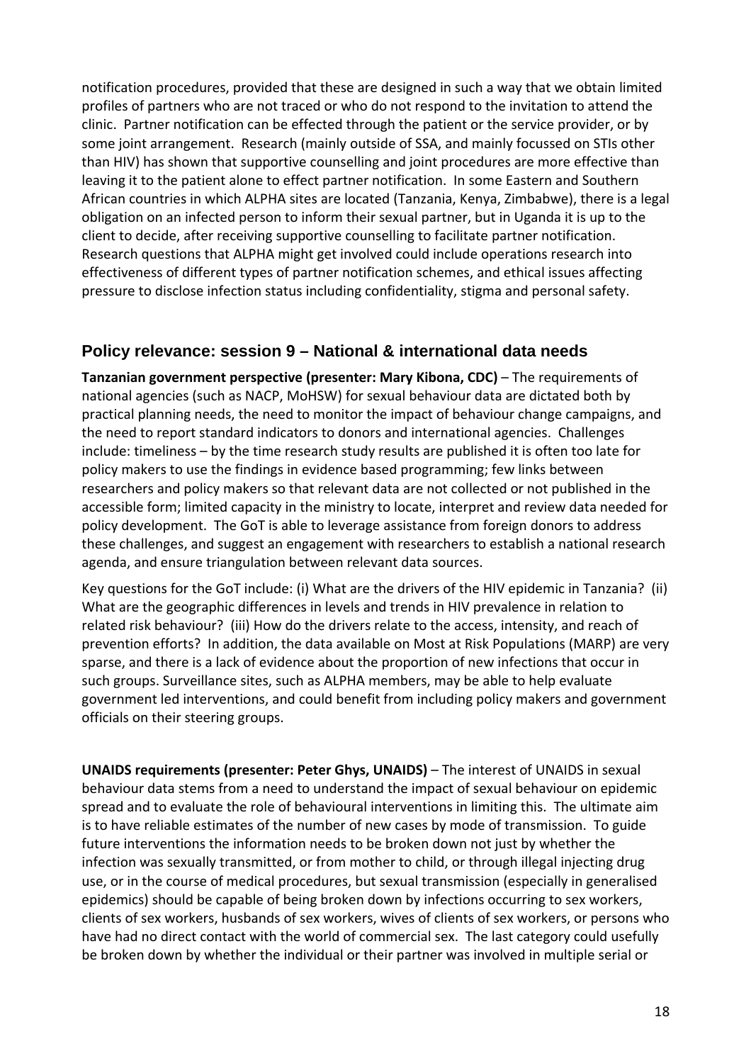notification procedures, provided that these are designed in such a way that we obtain limited profiles of partners who are not traced or who do not respond to the invitation to attend the clinic. Partner notification can be effected through the patient or the service provider, or by some joint arrangement. Research (mainly outside of SSA, and mainly focussed on STIs other than HIV) has shown that supportive counselling and joint procedures are more effective than leaving it to the patient alone to effect partner notification. In some Eastern and Southern African countries in which ALPHA sites are located (Tanzania, Kenya, Zimbabwe), there is a legal obligation on an infected person to inform their sexual partner, but in Uganda it is up to the client to decide, after receiving supportive counselling to facilitate partner notification. Research questions that ALPHA might get involved could include operations research into effectiveness of different types of partner notification schemes, and ethical issues affecting pressure to disclose infection status including confidentiality, stigma and personal safety.

## Policy relevance: session 9 – National & international data needs

**Tanzanian government perspective (presenter: Mary Kibona, CDC)** – The requirements of national agencies (such as NACP, MoHSW) for sexual behaviour data are dictated both by practical planning needs, the need to monitor the impact of behaviour change campaigns, and the need to report standard indicators to donors and international agencies. Challenges include: timeliness – by the time research study results are published it is often too late for policy makers to use the findings in evidence based programming; few links between researchers and policy makers so that relevant data are not collected or not published in the accessible form; limited capacity in the ministry to locate, interpret and review data needed for policy development. The GoT is able to leverage assistance from foreign donors to address these challenges, and suggest an engagement with researchers to establish a national research agenda, and ensure triangulation between relevant data sources.

Key questions for the GoT include: (i) What are the drivers of the HIV epidemic in Tanzania? (ii) What are the geographic differences in levels and trends in HIV prevalence in relation to related risk behaviour? (iii) How do the drivers relate to the access, intensity, and reach of prevention efforts? In addition, the data available on Most at Risk Populations (MARP) are very sparse, and there is a lack of evidence about the proportion of new infections that occur in such groups. Surveillance sites, such as ALPHA members, may be able to help evaluate government led interventions, and could benefit from including policy makers and government officials on their steering groups.

**UNAIDS requirements (presenter: Peter Ghys, UNAIDS)** – The interest of UNAIDS in sexual behaviour data stems from a need to understand the impact of sexual behaviour on epidemic spread and to evaluate the role of behavioural interventions in limiting this. The ultimate aim is to have reliable estimates of the number of new cases by mode of transmission. To guide future interventions the information needs to be broken down not just by whether the infection was sexually transmitted, or from mother to child, or through illegal injecting drug use, or in the course of medical procedures, but sexual transmission (especially in generalised epidemics) should be capable of being broken down by infections occurring to sex workers, clients of sex workers, husbands of sex workers, wives of clients of sex workers, or persons who have had no direct contact with the world of commercial sex. The last category could usefully be broken down by whether the individual or their partner was involved in multiple serial or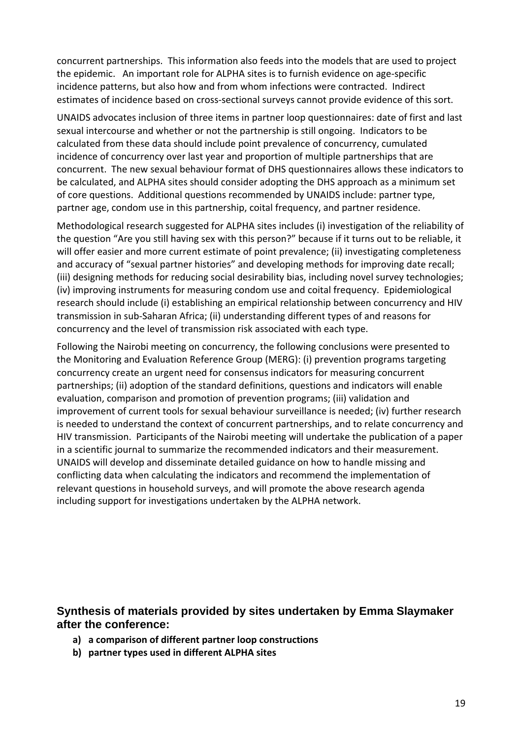concurrent partnerships. This information also feeds into the models that are used to project the epidemic. An important role for ALPHA sites is to furnish evidence on age-specific incidence patterns, but also how and from whom infections were contracted. Indirect estimates of incidence based on cross-sectional surveys cannot provide evidence of this sort.

UNAIDS advocates inclusion of three items in partner loop questionnaires: date of first and last sexual intercourse and whether or not the partnership is still ongoing. Indicators to be calculated from these data should include point prevalence of concurrency, cumulated incidence of concurrency over last year and proportion of multiple partnerships that are concurrent. The new sexual behaviour format of DHS questionnaires allows these indicators to be calculated, and ALPHA sites should consider adopting the DHS approach as a minimum set of core questions. Additional questions recommended by UNAIDS include: partner type, partner age, condom use in this partnership, coital frequency, and partner residence.

Methodological research suggested for ALPHA sites includes (i) investigation of the reliability of the question "Are you still having sex with this person?" because if it turns out to be reliable, it will offer easier and more current estimate of point prevalence; (ii) investigating completeness and accuracy of "sexual partner histories" and developing methods for improving date recall; (iii) designing methods for reducing social desirability bias, including novel survey technologies; (iv) improving instruments for measuring condom use and coital frequency. Epidemiological research should include (i) establishing an empirical relationship between concurrency and HIV transmission in sub-Saharan Africa; (ii) understanding different types of and reasons for concurrency and the level of transmission risk associated with each type.

Following the Nairobi meeting on concurrency, the following conclusions were presented to the Monitoring and Evaluation Reference Group (MERG): (i) prevention programs targeting concurrency create an urgent need for consensus indicators for measuring concurrent partnerships; (ii) adoption of the standard definitions, questions and indicators will enable evaluation, comparison and promotion of prevention programs; (iii) validation and improvement of current tools for sexual behaviour surveillance is needed; (iv) further research is needed to understand the context of concurrent partnerships, and to relate concurrency and HIV transmission. Participants of the Nairobi meeting will undertake the publication of a paper in a scientific journal to summarize the recommended indicators and their measurement. UNAIDS will develop and disseminate detailed guidance on how to handle missing and conflicting data when calculating the indicators and recommend the implementation of relevant questions in household surveys, and will promote the above research agenda including support for investigations undertaken by the ALPHA network.

## Synthesis of materials provided by sites undertaken by Emma Slaymaker after the conference:

- **a) a comparison of different partner loop constructions**
- **b) partner types used in different ALPHA sites**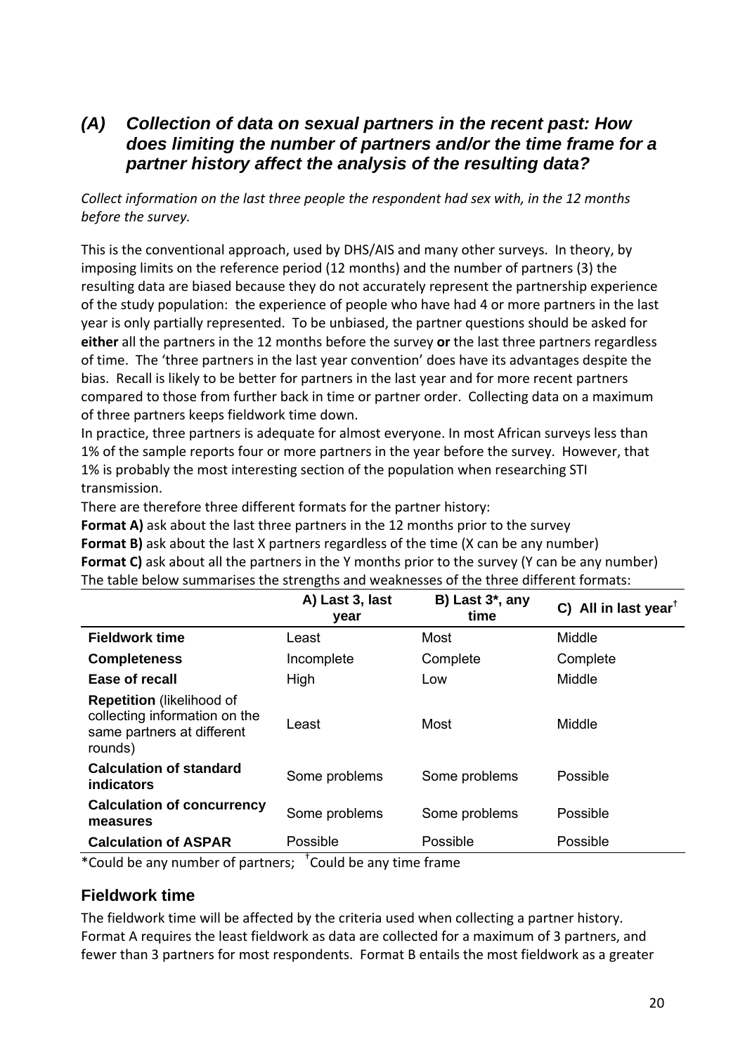## (A) Collection of data on sexual partners in the recent past: How does limiting the number of partners and/or the time frame for a partner history affect the analysis of the resulting data?

*Collect information on the last three people the respondent had sex with, in the 12 months before the survey.*

This is the conventional approach, used by DHS/AIS and many other surveys. In theory, by imposing limits on the reference period (12 months) and the number of partners (3) the resulting data are biased because they do not accurately represent the partnership experience of the study population: the experience of people who have had 4 or more partners in the last year is only partially represented. To be unbiased, the partner questions should be asked for **either** all the partners in the 12 months before the survey **or** the last three partners regardless of time. The 'three partners in the last year convention' does have its advantages despite the bias. Recall is likely to be better for partners in the last year and for more recent partners compared to those from further back in time or partner order. Collecting data on a maximum of three partners keeps fieldwork time down.

In practice, three partners is adequate for almost everyone. In most African surveys less than 1% of the sample reports four or more partners in the year before the survey. However, that 1% is probably the most interesting section of the population when researching STI transmission.

There are therefore three different formats for the partner history:

**Format A)** ask about the last three partners in the 12 months prior to the survey
**Format B)** ask about the last X partners regardless of the time (X can be any number)
**Format C)** ask about all the partners in the Y months prior to the survey (Y can be any number)

The table below summarises the strengths and weaknesses of the three different formats:

| | A) Last 3, last year | B) Last 3*, any time | C) All in last year† |
|---|---|---|---|
| **Fieldwork time** | Least | Most | Middle |
| **Completeness** | Incomplete | Complete | Complete |
| **Ease of recall** | High | Low | Middle |
| **Repetition** (likelihood of collecting information on the same partners at different rounds) | Least | Most | Middle |
| **Calculation of standard indicators** | Some problems | Some problems | Possible |
| **Calculation of concurrency measures** | Some problems | Some problems | Possible |
| **Calculation of ASPAR** | Possible | Possible | Possible |

*Could be any number of partners; †Could be any time frame

### Fieldwork time

The fieldwork time will be affected by the criteria used when collecting a partner history. Format A requires the least fieldwork as data are collected for a maximum of 3 partners, and fewer than 3 partners for most respondents. Format B entails the most fieldwork as a greater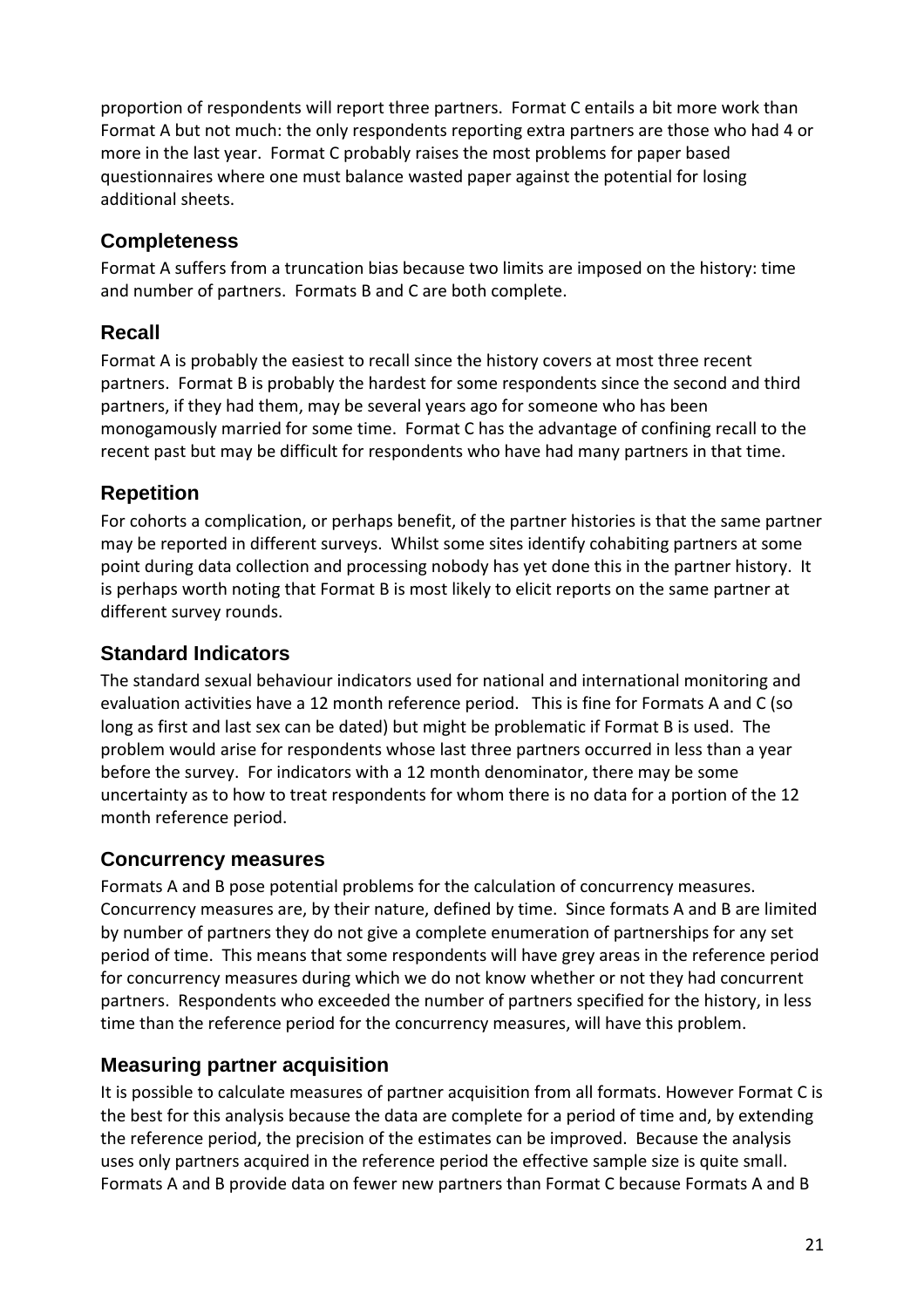proportion of respondents will report three partners. Format C entails a bit more work than Format A but not much: the only respondents reporting extra partners are those who had 4 or more in the last year. Format C probably raises the most problems for paper based questionnaires where one must balance wasted paper against the potential for losing additional sheets.

## Completeness

Format A suffers from a truncation bias because two limits are imposed on the history: time and number of partners. Formats B and C are both complete.

## Recall

Format A is probably the easiest to recall since the history covers at most three recent partners. Format B is probably the hardest for some respondents since the second and third partners, if they had them, may be several years ago for someone who has been monogamously married for some time. Format C has the advantage of confining recall to the recent past but may be difficult for respondents who have had many partners in that time.

## Repetition

For cohorts a complication, or perhaps benefit, of the partner histories is that the same partner may be reported in different surveys. Whilst some sites identify cohabiting partners at some point during data collection and processing nobody has yet done this in the partner history. It is perhaps worth noting that Format B is most likely to elicit reports on the same partner at different survey rounds.

## Standard Indicators

The standard sexual behaviour indicators used for national and international monitoring and evaluation activities have a 12 month reference period. This is fine for Formats A and C (so long as first and last sex can be dated) but might be problematic if Format B is used. The problem would arise for respondents whose last three partners occurred in less than a year before the survey. For indicators with a 12 month denominator, there may be some uncertainty as to how to treat respondents for whom there is no data for a portion of the 12 month reference period.

## Concurrency measures

Formats A and B pose potential problems for the calculation of concurrency measures. Concurrency measures are, by their nature, defined by time. Since formats A and B are limited by number of partners they do not give a complete enumeration of partnerships for any set period of time. This means that some respondents will have grey areas in the reference period for concurrency measures during which we do not know whether or not they had concurrent partners. Respondents who exceeded the number of partners specified for the history, in less time than the reference period for the concurrency measures, will have this problem.

## Measuring partner acquisition

It is possible to calculate measures of partner acquisition from all formats. However Format C is the best for this analysis because the data are complete for a period of time and, by extending the reference period, the precision of the estimates can be improved. Because the analysis uses only partners acquired in the reference period the effective sample size is quite small. Formats A and B provide data on fewer new partners than Format C because Formats A and B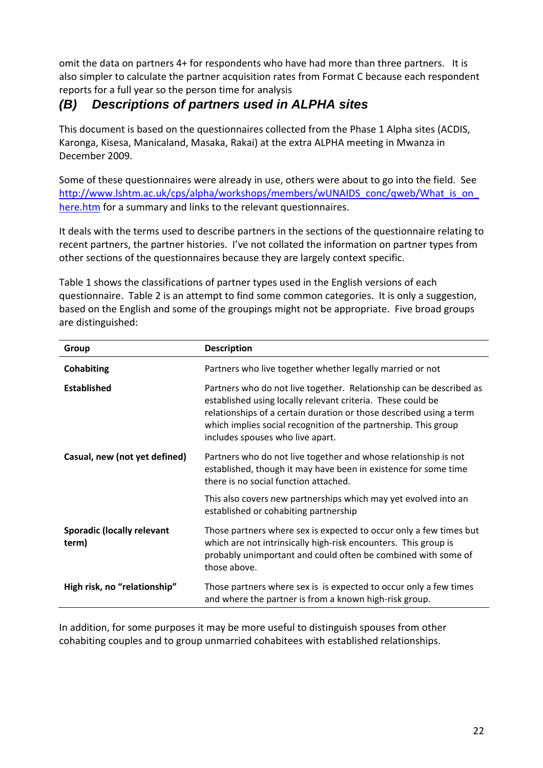omit the data on partners 4+ for respondents who have had more than three partners. It is also simpler to calculate the partner acquisition rates from Format C because each respondent reports for a full year so the person time for analysis

## *(B) Descriptions of partners used in ALPHA sites*

This document is based on the questionnaires collected from the Phase 1 Alpha sites (ACDIS, Karonga, Kisesa, Manicaland, Masaka, Rakai) at the extra ALPHA meeting in Mwanza in December 2009.

Some of these questionnaires were already in use, others were about to go into the field. See [http://www.lshtm.ac.uk/cps/alpha/workshops/members/wUNAIDS_conc/qweb/What_is_on_here.htm](http://www.lshtm.ac.uk/cps/alpha/workshops/members/wUNAIDS_conc/qweb/What_is_on_here.htm) for a summary and links to the relevant questionnaires.

It deals with the terms used to describe partners in the sections of the questionnaire relating to recent partners, the partner histories. I've not collated the information on partner types from other sections of the questionnaires because they are largely context specific.

Table 1 shows the classifications of partner types used in the English versions of each questionnaire. Table 2 is an attempt to find some common categories. It is only a suggestion, based on the English and some of the groupings might not be appropriate. Five broad groups are distinguished:

| Group | Description |
|---|---|
| **Cohabiting** | Partners who live together whether legally married or not |
| **Established** | Partners who do not live together. Relationship can be described as established using locally relevant criteria. These could be relationships of a certain duration or those described using a term which implies social recognition of the partnership. This group includes spouses who live apart. |
| **Casual, new (not yet defined)** | Partners who do not live together and whose relationship is not established, though it may have been in existence for some time there is no social function attached.<br><br>This also covers new partnerships which may yet evolved into an established or cohabiting partnership |
| **Sporadic (locally relevant term)** | Those partners where sex is expected to occur only a few times but which are not intrinsically high-risk encounters. This group is probably unimportant and could often be combined with some of those above. |
| **High risk, no "relationship"** | Those partners where sex is is expected to occur only a few times and where the partner is from a known high-risk group. |

In addition, for some purposes it may be more useful to distinguish spouses from other cohabiting couples and to group unmarried cohabitees with established relationships.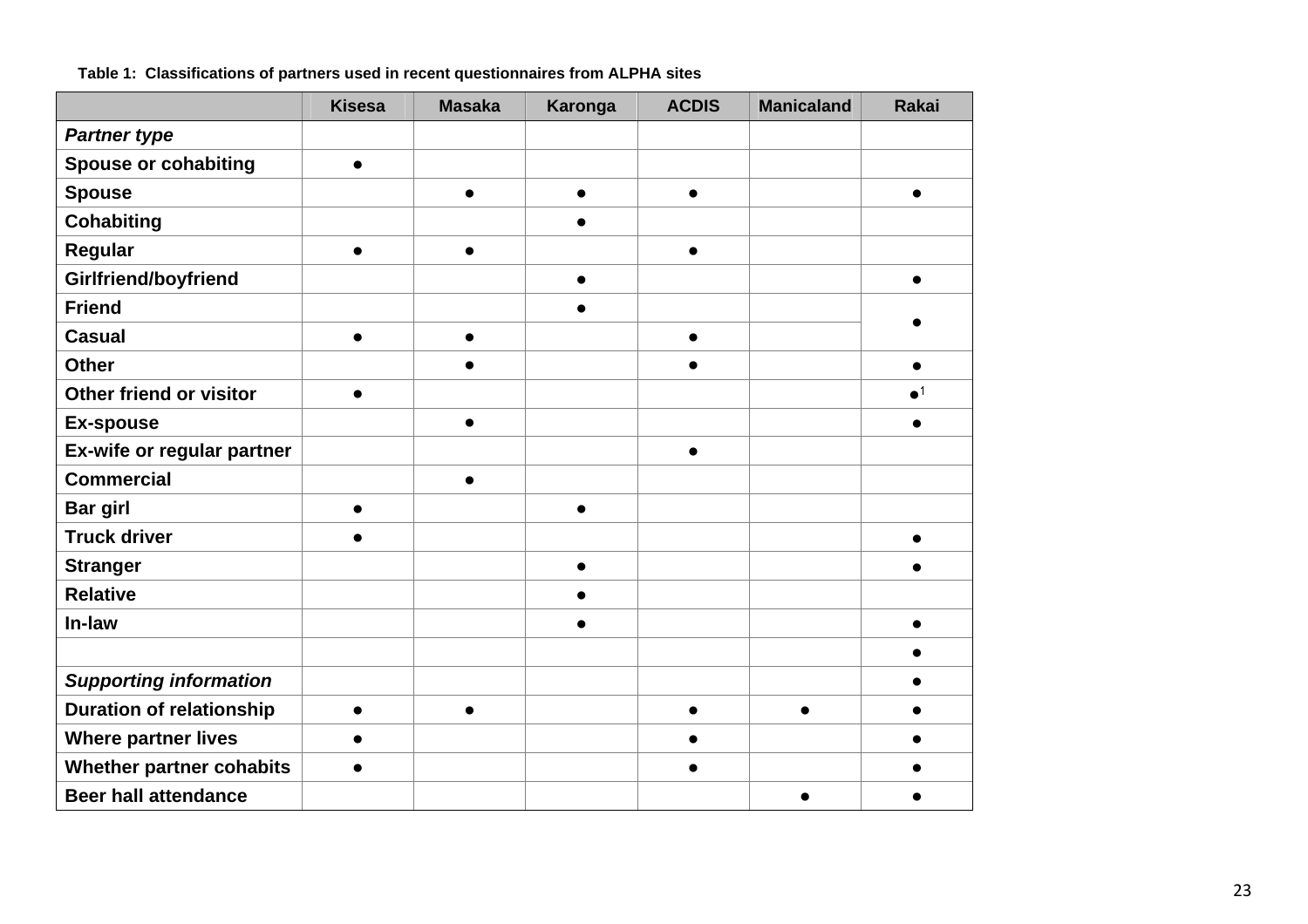**Table 1: Classifications of partners used in recent questionnaires from ALPHA sites**

| | Kisesa | Masaka | Karonga | ACDIS | Manicaland | Rakai |
|---|---|---|---|---|---|---|
| ***Partner type*** | | | | | | |
| **Spouse or cohabiting** | ● | | | | | |
| **Spouse** | | ● | ● | ● | | ● |
| **Cohabiting** | | | ● | | | |
| **Regular** | ● | ● | | ● | | |
| **Girlfriend/boyfriend** | | | ● | | | ● |
| **Friend** | | | ● | | | ● |
| **Casual** | ● | ● | | ● | | |
| **Other** | | ● | | ● | | ● |
| **Other friend or visitor** | ● | | | | | ●[1] |
| **Ex-spouse** | | ● | | | | ● |
| **Ex-wife or regular partner** | | | | ● | | |
| **Commercial** | | ● | | | | |
| **Bar girl** | ● | | ● | | | |
| **Truck driver** | ● | | | | | ● |
| **Stranger** | | | ● | | | ● |
| **Relative** | | | ● | | | |
| **In-law** | | | ● | | | ● |
| | | | | | | ● |
| ***Supporting information*** | | | | | | ● |
| **Duration of relationship** | ● | ● | | ● | ● | ● |
| **Where partner lives** | ● | | | ● | | ● |
| **Whether partner cohabits** | ● | | | ● | | ● |
| **Beer hall attendance** | | | | | ● | ● |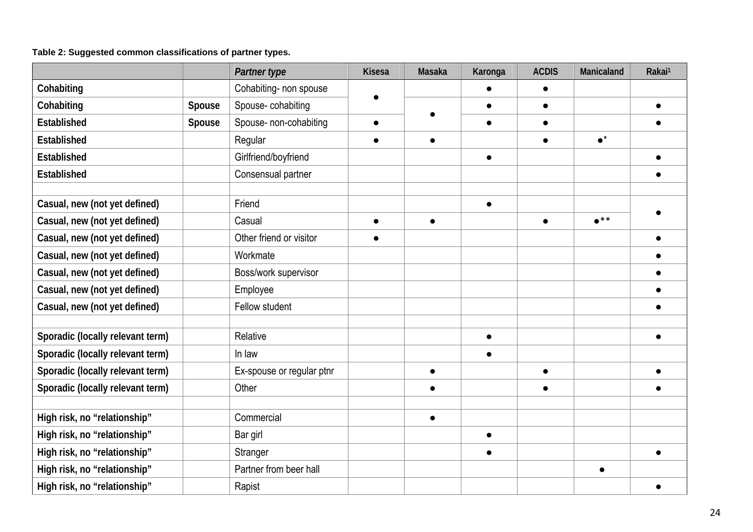**Table 2: Suggested common classifications of partner types.**

| | | *Partner type* | Kisesa | Masaka | Karonga | ACDIS | Manicaland | Rakai[1] |
|---|---|---|---|---|---|---|---|---|
| Cohabiting | | Cohabiting- non spouse | ● | | ● | ● | | |
| Cohabiting | Spouse | Spouse- cohabiting | | ● | ● | ● | | ● |
| Established | Spouse | Spouse- non-cohabiting | ● | | ● | ● | | ● |
| Established | | Regular | ● | ● | | ● | ●* | |
| Established | | Girlfriend/boyfriend | | | ● | | | ● |
| Established | | Consensual partner | | | | | | ● |
| | | | | | | | | |
| Casual, new (not yet defined) | | Friend | | | ● | | | ● |
| Casual, new (not yet defined) | | Casual | ● | ● | | ● | ●** | |
| Casual, new (not yet defined) | | Other friend or visitor | ● | | | | | ● |
| Casual, new (not yet defined) | | Workmate | | | | | | ● |
| Casual, new (not yet defined) | | Boss/work supervisor | | | | | | ● |
| Casual, new (not yet defined) | | Employee | | | | | | ● |
| Casual, new (not yet defined) | | Fellow student | | | | | | ● |
| | | | | | | | | |
| Sporadic (locally relevant term) | | Relative | | | ● | | | ● |
| Sporadic (locally relevant term) | | In law | | | ● | | | |
| Sporadic (locally relevant term) | | Ex-spouse or regular ptnr | | ● | | ● | | ● |
| Sporadic (locally relevant term) | | Other | | ● | | ● | | ● |
| | | | | | | | | |
| High risk, no "relationship" | | Commercial | | ● | | | | |
| High risk, no "relationship" | | Bar girl | | | ● | | | |
| High risk, no "relationship" | | Stranger | | | ● | | | ● |
| High risk, no "relationship" | | Partner from beer hall | | | | | ● | |
| High risk, no "relationship" | | Rapist | | | | | | ● |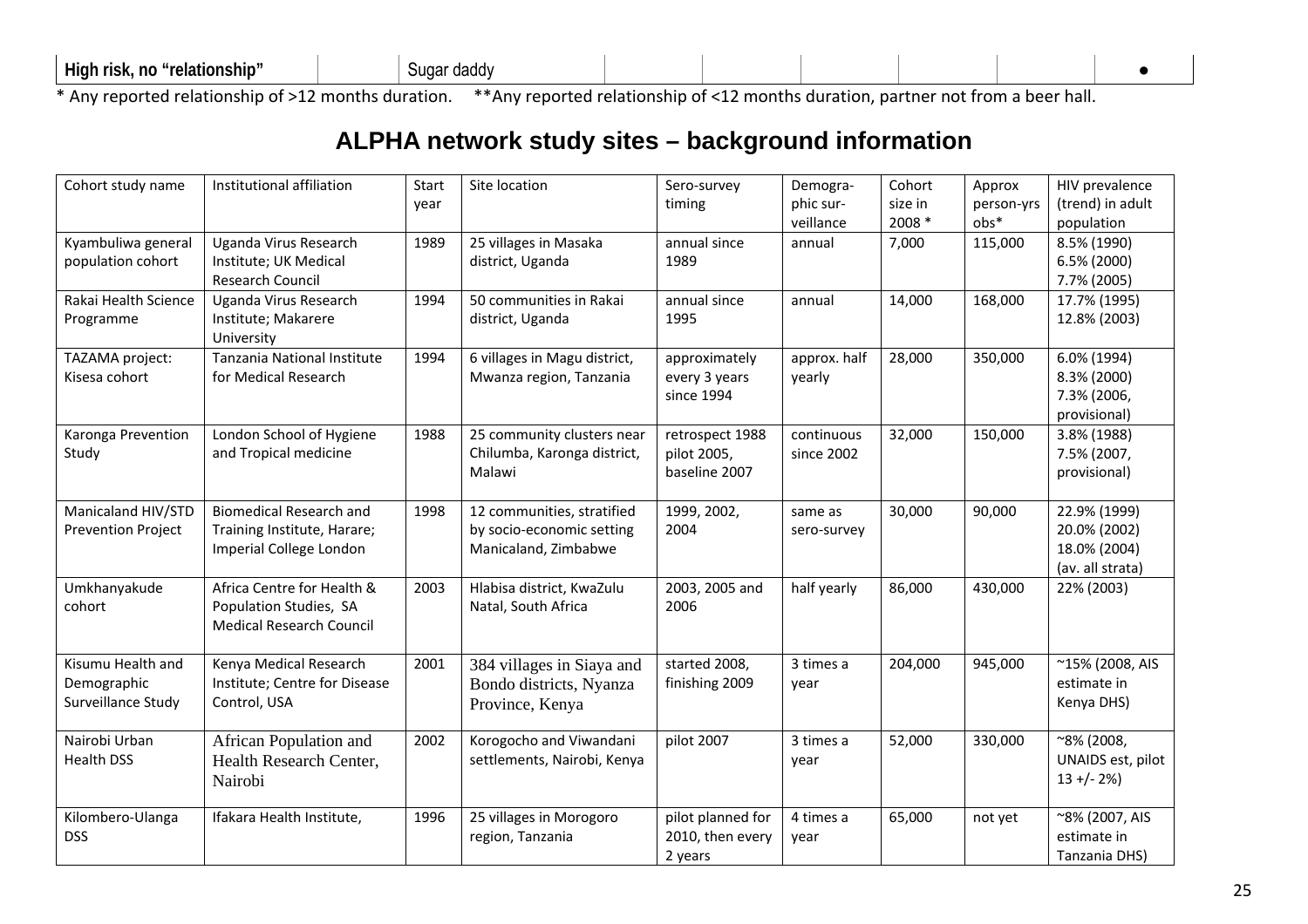| High risk, no "relationship" | | Sugar daddy | | | | | | ● |
|---|---|---|---|---|---|---|---|---|

\* Any reported relationship of >12 months duration. \*\*Any reported relationship of <12 months duration, partner not from a beer hall.

## ALPHA network study sites – background information

| Cohort study name | Institutional affiliation | Start year | Site location | Sero-survey timing | Demographic surveillance | Cohort size in 2008 * | Approx person-yrs obs* | HIV prevalence (trend) in adult population |
|---|---|---|---|---|---|---|---|---|
| Kyambuliwa general population cohort | Uganda Virus Research Institute; UK Medical Research Council | 1989 | 25 villages in Masaka district, Uganda | annual since 1989 | annual | 7,000 | 115,000 | 8.5% (1990) 6.5% (2000) 7.7% (2005) |
| Rakai Health Science Programme | Uganda Virus Research Institute; Makarere University | 1994 | 50 communities in Rakai district, Uganda | annual since 1995 | annual | 14,000 | 168,000 | 17.7% (1995) 12.8% (2003) |
| TAZAMA project: Kisesa cohort | Tanzania National Institute for Medical Research | 1994 | 6 villages in Magu district, Mwanza region, Tanzania | approximately every 3 years since 1994 | approx. half yearly | 28,000 | 350,000 | 6.0% (1994) 8.3% (2000) 7.3% (2006, provisional) |
| Karonga Prevention Study | London School of Hygiene and Tropical medicine | 1988 | 25 community clusters near Chilumba, Karonga district, Malawi | retrospect 1988 pilot 2005, baseline 2007 | continuous since 2002 | 32,000 | 150,000 | 3.8% (1988) 7.5% (2007, provisional) |
| Manicaland HIV/STD Prevention Project | Biomedical Research and Training Institute, Harare; Imperial College London | 1998 | 12 communities, stratified by socio-economic setting Manicaland, Zimbabwe | 1999, 2002, 2004 | same as sero-survey | 30,000 | 90,000 | 22.9% (1999) 20.0% (2002) 18.0% (2004) (av. all strata) |
| Umkhanyakude cohort | Africa Centre for Health & Population Studies, SA Medical Research Council | 2003 | Hlabisa district, KwaZulu Natal, South Africa | 2003, 2005 and 2006 | half yearly | 86,000 | 430,000 | 22% (2003) |
| Kisumu Health and Demographic Surveillance Study | Kenya Medical Research Institute; Centre for Disease Control, USA | 2001 | 384 villages in Siaya and Bondo districts, Nyanza Province, Kenya | started 2008, finishing 2009 | 3 times a year | 204,000 | 945,000 | ~15% (2008, AIS estimate in Kenya DHS) |
| Nairobi Urban Health DSS | African Population and Health Research Center, Nairobi | 2002 | Korogocho and Viwandani settlements, Nairobi, Kenya | pilot 2007 | 3 times a year | 52,000 | 330,000 | ~8% (2008, UNAIDS est, pilot 13 +/- 2%) |
| Kilombero-Ulanga DSS | Ifakara Health Institute, | 1996 | 25 villages in Morogoro region, Tanzania | pilot planned for 2010, then every 2 years | 4 times a year | 65,000 | not yet | ~8% (2007, AIS estimate in Tanzania DHS) |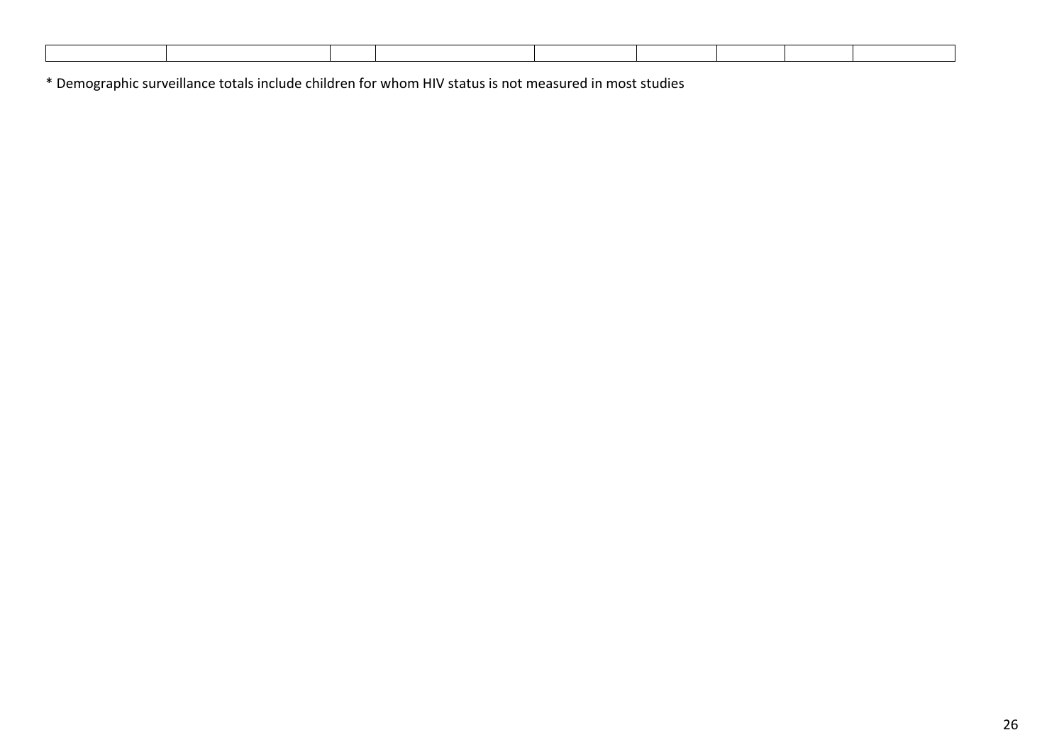| | | | | | | | | |
|---|---|---|---|---|---|---|---|---|
| | | | | | | | | |

* Demographic surveillance totals include children for whom HIV status is not measured in most studies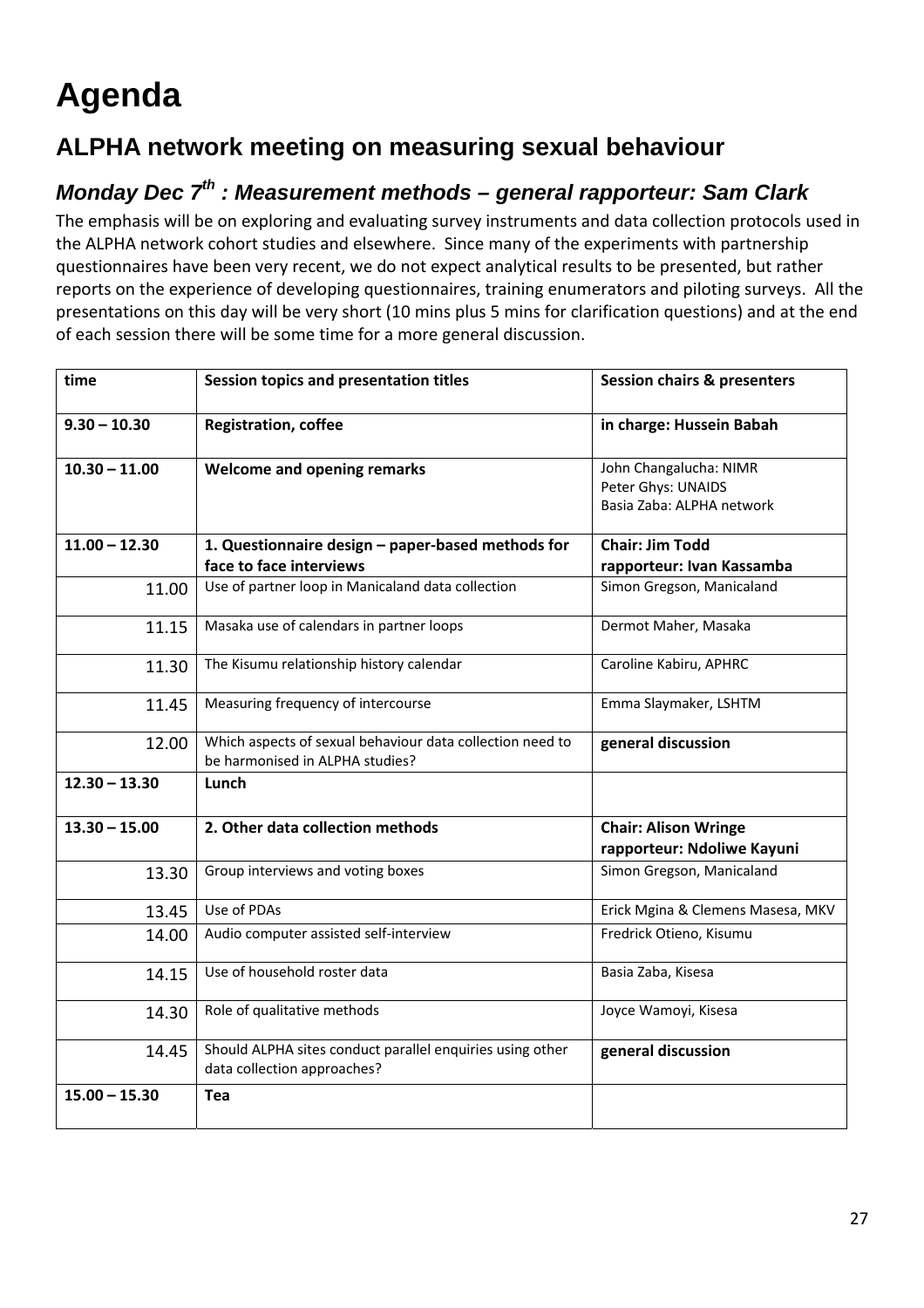# Agenda

## ALPHA network meeting on measuring sexual behaviour

### *Monday Dec 7$^{th}$ : Measurement methods – general rapporteur: Sam Clark*

The emphasis will be on exploring and evaluating survey instruments and data collection protocols used in the ALPHA network cohort studies and elsewhere. Since many of the experiments with partnership questionnaires have been very recent, we do not expect analytical results to be presented, but rather reports on the experience of developing questionnaires, training enumerators and piloting surveys. All the presentations on this day will be very short (10 mins plus 5 mins for clarification questions) and at the end of each session there will be some time for a more general discussion.

| time | Session topics and presentation titles | Session chairs & presenters |
|---|---|---|
| **9.30 – 10.30** | **Registration, coffee** | **in charge: Hussein Babah** |
| **10.30 – 11.00** | **Welcome and opening remarks** | John Changalucha: NIMR<br>Peter Ghys: UNAIDS<br>Basia Zaba: ALPHA network |
| **11.00 – 12.30** | **1. Questionnaire design – paper-based methods for face to face interviews** | **Chair: Jim Todd**<br>**rapporteur: Ivan Kassamba** |
| 11.00 | Use of partner loop in Manicaland data collection | Simon Gregson, Manicaland |
| 11.15 | Masaka use of calendars in partner loops | Dermot Maher, Masaka |
| 11.30 | The Kisumu relationship history calendar | Caroline Kabiru, APHRC |
| 11.45 | Measuring frequency of intercourse | Emma Slaymaker, LSHTM |
| 12.00 | Which aspects of sexual behaviour data collection need to be harmonised in ALPHA studies? | **general discussion** |
| **12.30 – 13.30** | **Lunch** | |
| **13.30 – 15.00** | **2. Other data collection methods** | **Chair: Alison Wringe**<br>**rapporteur: Ndoliwe Kayuni** |
| 13.30 | Group interviews and voting boxes | Simon Gregson, Manicaland |
| 13.45 | Use of PDAs | Erick Mgina & Clemens Masesa, MKV |
| 14.00 | Audio computer assisted self-interview | Fredrick Otieno, Kisumu |
| 14.15 | Use of household roster data | Basia Zaba, Kisesa |
| 14.30 | Role of qualitative methods | Joyce Wamoyi, Kisesa |
| 14.45 | Should ALPHA sites conduct parallel enquiries using other data collection approaches? | **general discussion** |
| **15.00 – 15.30** | **Tea** | |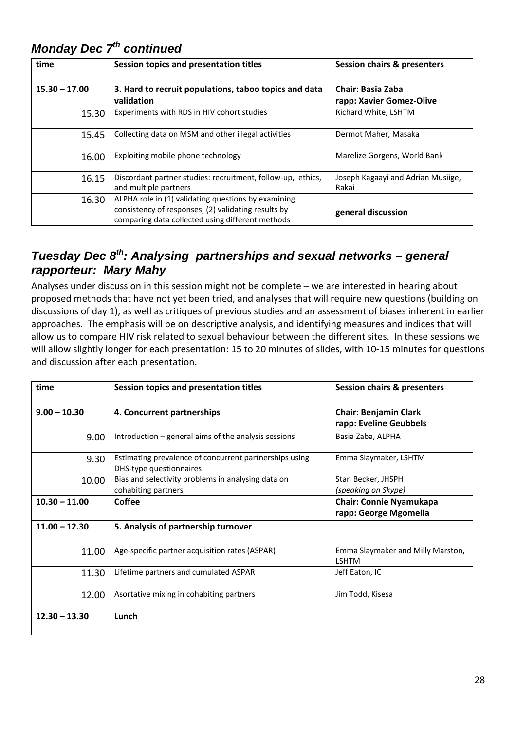## *Monday Dec 7th continued*

| time | Session topics and presentation titles | Session chairs & presenters |
|---|---|---|
| **15.30 – 17.00** | **3. Hard to recruit populations, taboo topics and data validation** | **Chair: Basia Zaba**<br>**rapp: Xavier Gomez-Olive** |
| 15.30 | Experiments with RDS in HIV cohort studies | Richard White, LSHTM |
| 15.45 | Collecting data on MSM and other illegal activities | Dermot Maher, Masaka |
| 16.00 | Exploiting mobile phone technology | Marelize Gorgens, World Bank |
| 16.15 | Discordant partner studies: recruitment, follow-up, ethics, and multiple partners | Joseph Kagaayi and Adrian Musiige, Rakai |
| 16.30 | ALPHA role in (1) validating questions by examining consistency of responses, (2) validating results by comparing data collected using different methods | **general discussion** |

## *Tuesday Dec 8th: Analysing partnerships and sexual networks – general rapporteur: Mary Mahy*

Analyses under discussion in this session might not be complete – we are interested in hearing about proposed methods that have not yet been tried, and analyses that will require new questions (building on discussions of day 1), as well as critiques of previous studies and an assessment of biases inherent in earlier approaches. The emphasis will be on descriptive analysis, and identifying measures and indices that will allow us to compare HIV risk related to sexual behaviour between the different sites. In these sessions we will allow slightly longer for each presentation: 15 to 20 minutes of slides, with 10-15 minutes for questions and discussion after each presentation.

| time | Session topics and presentation titles | Session chairs & presenters |
|---|---|---|
| **9.00 – 10.30** | **4. Concurrent partnerships** | **Chair: Benjamin Clark**<br>**rapp: Eveline Geubbels** |
| 9.00 | Introduction – general aims of the analysis sessions | Basia Zaba, ALPHA |
| 9.30 | Estimating prevalence of concurrent partnerships using DHS-type questionnaires | Emma Slaymaker, LSHTM |
| 10.00 | Bias and selectivity problems in analysing data on cohabiting partners | Stan Becker, JHSPH<br>*(speaking on Skype)* |
| **10.30 – 11.00** | **Coffee** | **Chair: Connie Nyamukapa**<br>**rapp: George Mgomella** |
| **11.00 – 12.30** | **5. Analysis of partnership turnover** | |
| 11.00 | Age-specific partner acquisition rates (ASPAR) | Emma Slaymaker and Milly Marston, LSHTM |
| 11.30 | Lifetime partners and cumulated ASPAR | Jeff Eaton, IC |
| 12.00 | Asortative mixing in cohabiting partners | Jim Todd, Kisesa |
| **12.30 – 13.30** | **Lunch** | |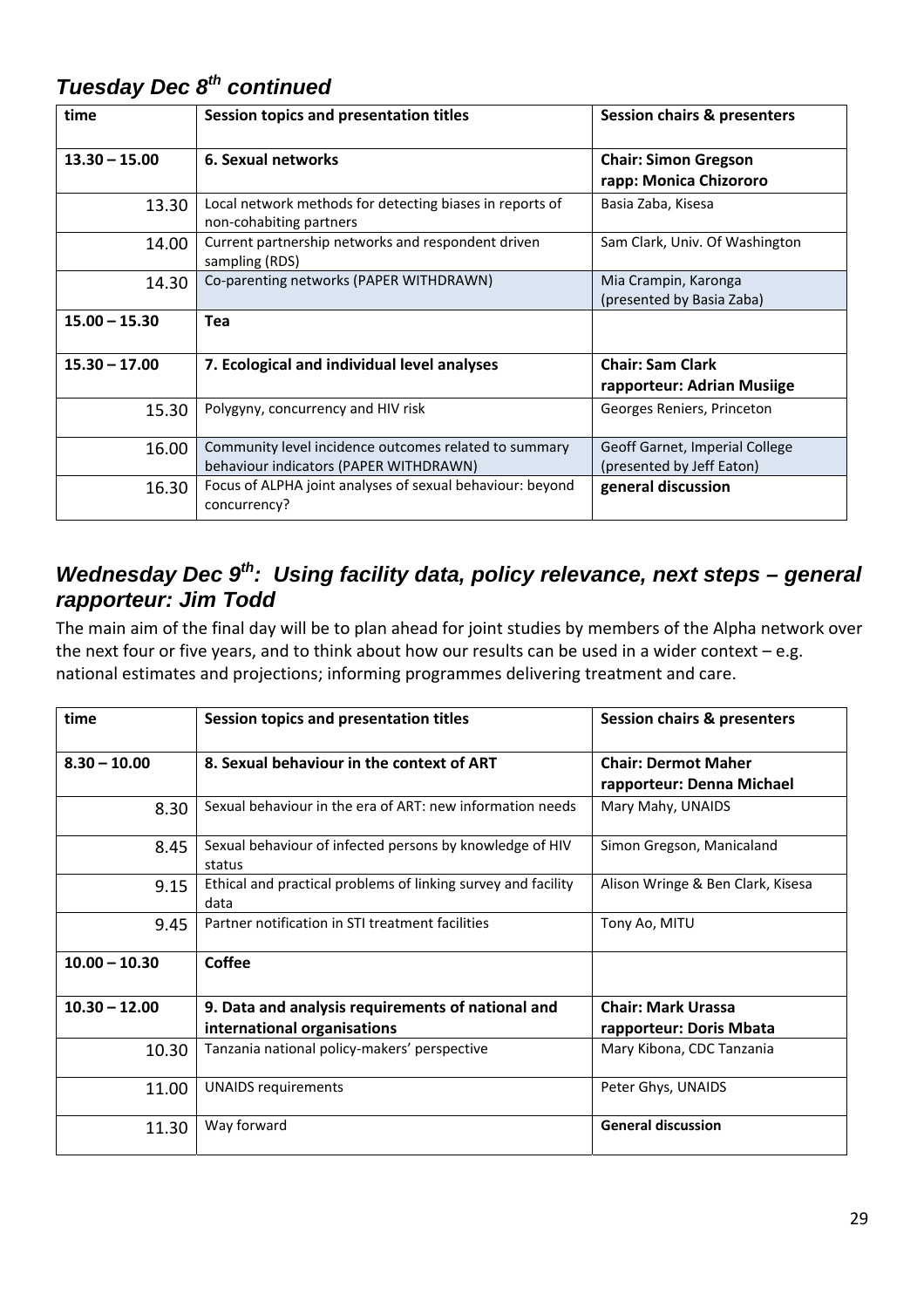## *Tuesday Dec 8th continued*

| time | Session topics and presentation titles | Session chairs & presenters |
|---|---|---|
| **13.30 – 15.00** | **6. Sexual networks** | **Chair: Simon Gregson**<br>**rapp: Monica Chizororo** |
| 13.30 | Local network methods for detecting biases in reports of non-cohabiting partners | Basia Zaba, Kisesa |
| 14.00 | Current partnership networks and respondent driven sampling (RDS) | Sam Clark, Univ. Of Washington |
| 14.30 | Co-parenting networks (PAPER WITHDRAWN) | Mia Crampin, Karonga (presented by Basia Zaba) |
| **15.00 – 15.30** | **Tea** | |
| **15.30 – 17.00** | **7. Ecological and individual level analyses** | **Chair: Sam Clark**<br>**rapporteur: Adrian Musiige** |
| 15.30 | Polygyny, concurrency and HIV risk | Georges Reniers, Princeton |
| 16.00 | Community level incidence outcomes related to summary behaviour indicators (PAPER WITHDRAWN) | Geoff Garnet, Imperial College (presented by Jeff Eaton) |
| 16.30 | Focus of ALPHA joint analyses of sexual behaviour: beyond concurrency? | **general discussion** |

## *Wednesday Dec 9th: Using facility data, policy relevance, next steps – general rapporteur: Jim Todd*

The main aim of the final day will be to plan ahead for joint studies by members of the Alpha network over the next four or five years, and to think about how our results can be used in a wider context – e.g. national estimates and projections; informing programmes delivering treatment and care.

| time | Session topics and presentation titles | Session chairs & presenters |
|---|---|---|
| **8.30 – 10.00** | **8. Sexual behaviour in the context of ART** | **Chair: Dermot Maher**<br>**rapporteur: Denna Michael** |
| 8.30 | Sexual behaviour in the era of ART: new information needs | Mary Mahy, UNAIDS |
| 8.45 | Sexual behaviour of infected persons by knowledge of HIV status | Simon Gregson, Manicaland |
| 9.15 | Ethical and practical problems of linking survey and facility data | Alison Wringe & Ben Clark, Kisesa |
| 9.45 | Partner notification in STI treatment facilities | Tony Ao, MITU |
| **10.00 – 10.30** | **Coffee** | |
| **10.30 – 12.00** | **9. Data and analysis requirements of national and international organisations** | **Chair: Mark Urassa**<br>**rapporteur: Doris Mbata** |
| 10.30 | Tanzania national policy-makers' perspective | Mary Kibona, CDC Tanzania |
| 11.00 | UNAIDS requirements | Peter Ghys, UNAIDS |
| 11.30 | Way forward | **General discussion** |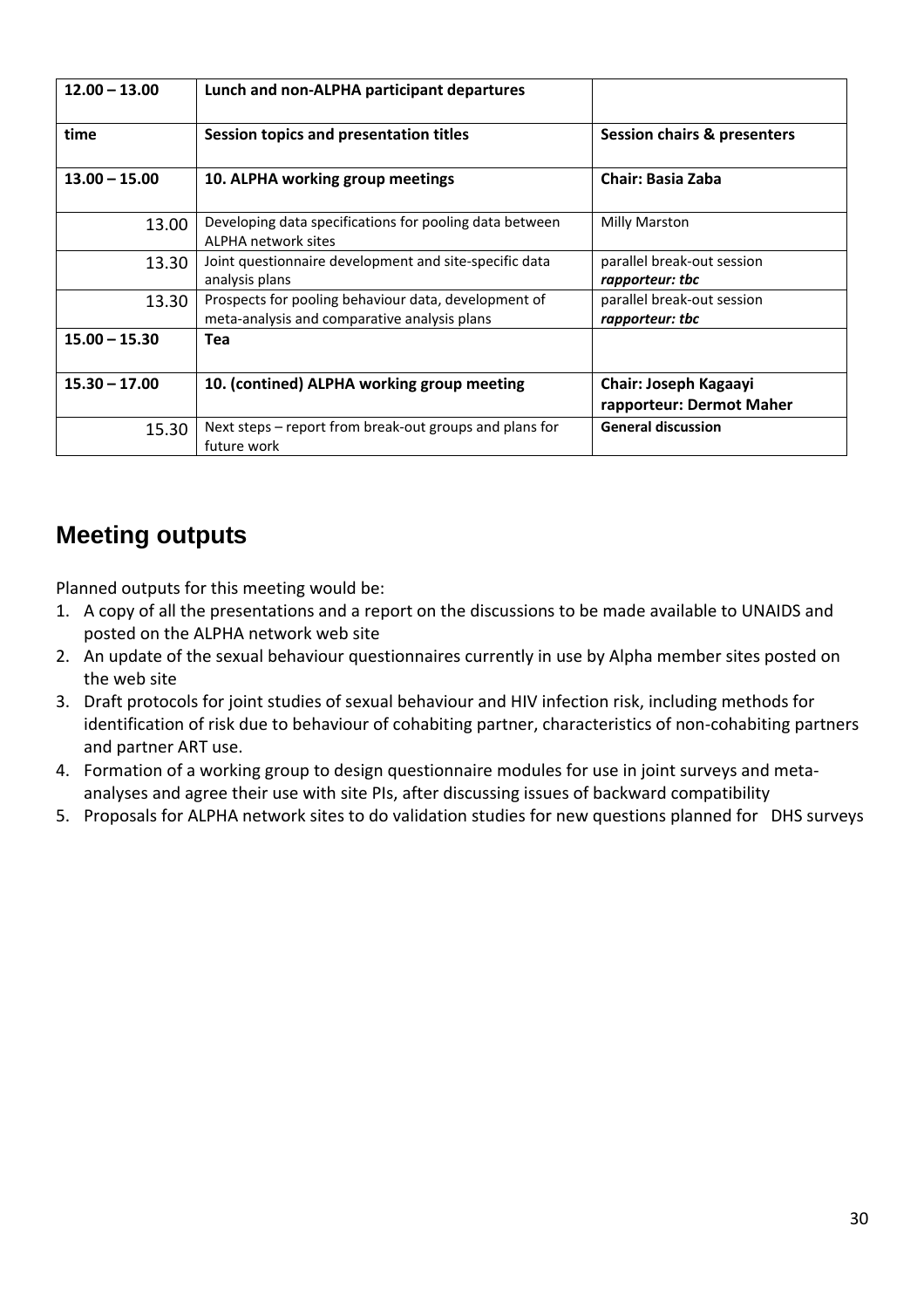| **12.00 – 13.00** | **Lunch and non-ALPHA participant departures** | |
|---|---|---|
| **time** | **Session topics and presentation titles** | **Session chairs & presenters** |
| **13.00 – 15.00** | **10. ALPHA working group meetings** | **Chair: Basia Zaba** |
| 13.00 | Developing data specifications for pooling data between ALPHA network sites | Milly Marston |
| 13.30 | Joint questionnaire development and site-specific data analysis plans | parallel break-out session ***rapporteur: tbc*** |
| 13.30 | Prospects for pooling behaviour data, development of meta-analysis and comparative analysis plans | parallel break-out session ***rapporteur: tbc*** |
| **15.00 – 15.30** | **Tea** | |
| **15.30 – 17.00** | **10. (contined) ALPHA working group meeting** | **Chair: Joseph Kagaayi rapporteur: Dermot Maher** |
| 15.30 | Next steps – report from break-out groups and plans for future work | **General discussion** |

## Meeting outputs

Planned outputs for this meeting would be:

1. A copy of all the presentations and a report on the discussions to be made available to UNAIDS and posted on the ALPHA network web site
2. An update of the sexual behaviour questionnaires currently in use by Alpha member sites posted on the web site
3. Draft protocols for joint studies of sexual behaviour and HIV infection risk, including methods for identification of risk due to behaviour of cohabiting partner, characteristics of non-cohabiting partners and partner ART use.
4. Formation of a working group to design questionnaire modules for use in joint surveys and meta-analyses and agree their use with site PIs, after discussing issues of backward compatibility
5. Proposals for ALPHA network sites to do validation studies for new questions planned for DHS surveys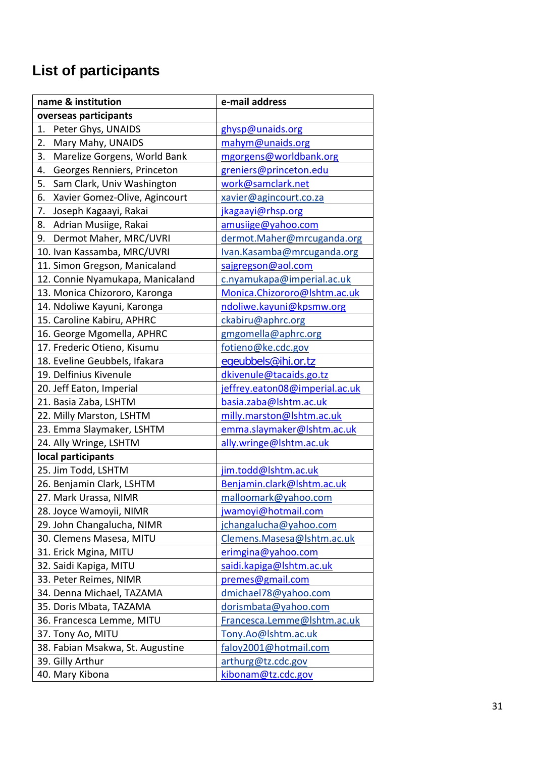# List of participants

| name & institution | e-mail address |
|---|---|
| **overseas participants** | |
| 1. Peter Ghys, UNAIDS | ghysp@unaids.org |
| 2. Mary Mahy, UNAIDS | mahym@unaids.org |
| 3. Marelize Gorgens, World Bank | mgorgens@worldbank.org |
| 4. Georges Renniers, Princeton | greniers@princeton.edu |
| 5. Sam Clark, Univ Washington | work@samclark.net |
| 6. Xavier Gomez-Olive, Agincourt | xavier@agincourt.co.za |
| 7. Joseph Kagaayi, Rakai | jkagaayi@rhsp.org |
| 8. Adrian Musiige, Rakai | amusiige@yahoo.com |
| 9. Dermot Maher, MRC/UVRI | dermot.Maher@mrcuganda.org |
| 10. Ivan Kassamba, MRC/UVRI | Ivan.Kasamba@mrcuganda.org |
| 11. Simon Gregson, Manicaland | sajgregson@aol.com |
| 12. Connie Nyamukapa, Manicaland | c.nyamukapa@imperial.ac.uk |
| 13. Monica Chizororo, Karonga | Monica.Chizororo@lshtm.ac.uk |
| 14. Ndoliwe Kayuni, Karonga | ndoliwe.kayuni@kpsmw.org |
| 15. Caroline Kabiru, APHRC | ckabiru@aphrc.org |
| 16. George Mgomella, APHRC | gmgomella@aphrc.org |
| 17. Frederic Otieno, Kisumu | fotieno@ke.cdc.gov |
| 18. Eveline Geubbels, Ifakara | egeubbels@ihi.or.tz |
| 19. Delfinius Kivenule | dkivenule@tacaids.go.tz |
| 20. Jeff Eaton, Imperial | jeffrey.eaton08@imperial.ac.uk |
| 21. Basia Zaba, LSHTM | basia.zaba@lshtm.ac.uk |
| 22. Milly Marston, LSHTM | milly.marston@lshtm.ac.uk |
| 23. Emma Slaymaker, LSHTM | emma.slaymaker@lshtm.ac.uk |
| 24. Ally Wringe, LSHTM | ally.wringe@lshtm.ac.uk |
| **local participants** | |
| 25. Jim Todd, LSHTM | jim.todd@lshtm.ac.uk |
| 26. Benjamin Clark, LSHTM | Benjamin.clark@lshtm.ac.uk |
| 27. Mark Urassa, NIMR | malloomark@yahoo.com |
| 28. Joyce Wamoyii, NIMR | jwamoyi@hotmail.com |
| 29. John Changalucha, NIMR | jchangalucha@yahoo.com |
| 30. Clemens Masesa, MITU | Clemens.Masesa@lshtm.ac.uk |
| 31. Erick Mgina, MITU | erimgina@yahoo.com |
| 32. Saidi Kapiga, MITU | saidi.kapiga@lshtm.ac.uk |
| 33. Peter Reimes, NIMR | premes@gmail.com |
| 34. Denna Michael, TAZAMA | dmichael78@yahoo.com |
| 35. Doris Mbata, TAZAMA | dorismbata@yahoo.com |
| 36. Francesca Lemme, MITU | Francesca.Lemme@lshtm.ac.uk |
| 37. Tony Ao, MITU | Tony.Ao@lshtm.ac.uk |
| 38. Fabian Msakwa, St. Augustine | faloy2001@hotmail.com |
| 39. Gilly Arthur | arthurg@tz.cdc.gov |
| 40. Mary Kibona | kibonam@tz.cdc.gov |